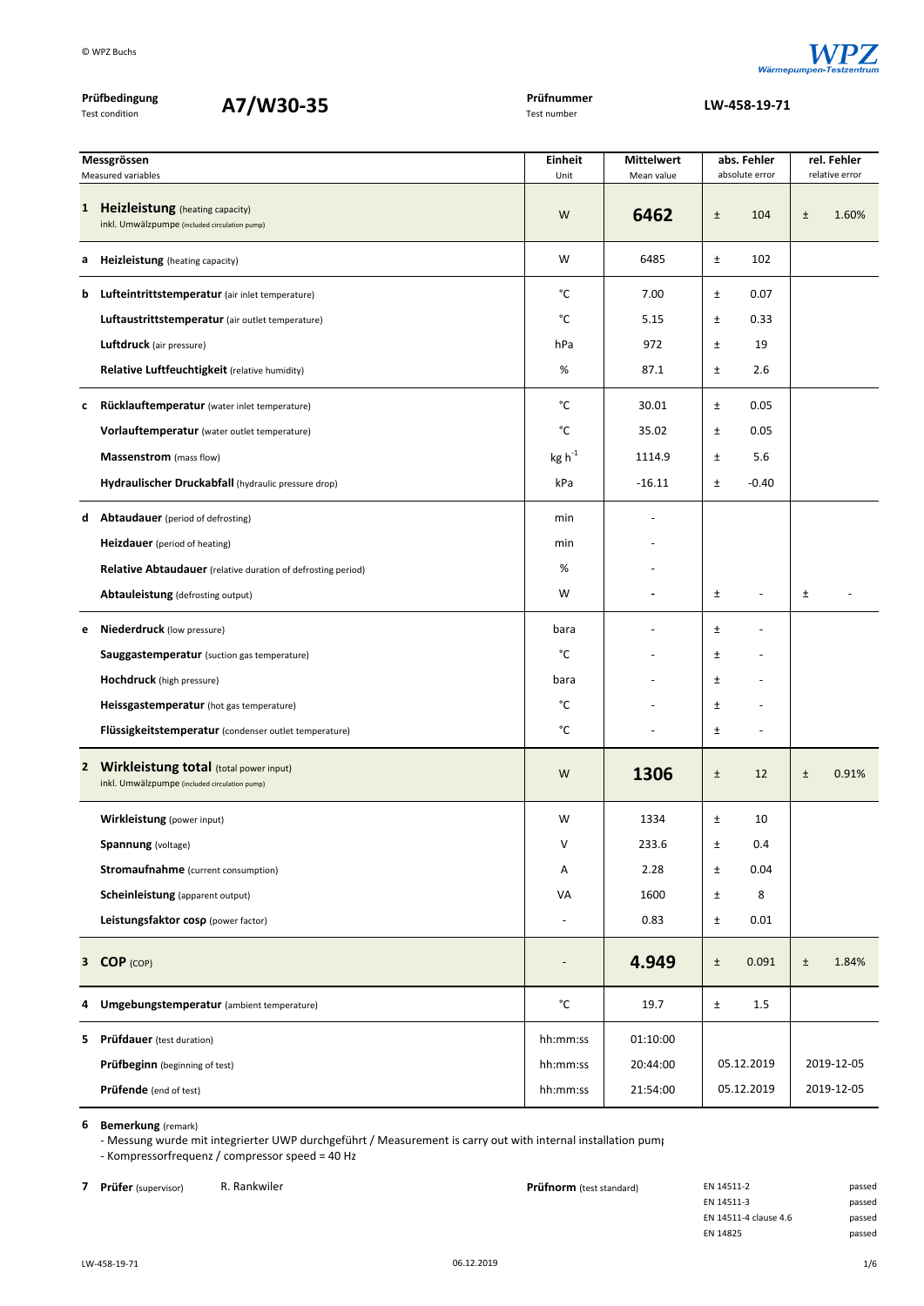© WPZ Buchs

**WPZ** Wärmepumpen-Testzentrum

**Prüfbedingung** Test condition **A7/W30-35**

**Prüfnummer** Test number **LW-458-19-71**

| | **Messgrössen** Measured variables | **Einheit** Unit | **Mittelwert** Mean value | **abs. Fehler** absolute error | | **rel. Fehler** relative error | |
|---|---|---|---|---|---|---|---|
| **1** | **Heizleistung** (heating capacity) inkl. Umwälzpumpe (included circulation pump) | W | **6462** | ± | 104 | ± | 1.60% |
| **a** | **Heizleistung** (heating capacity) | W | 6485 | ± | 102 | | |
| **b** | **Lufteintrittstemperatur** (air inlet temperature) | °C | 7.00 | ± | 0.07 | | |
| | **Luftaustrittstemperatur** (air outlet temperature) | °C | 5.15 | ± | 0.33 | | |
| | **Luftdruck** (air pressure) | hPa | 972 | ± | 19 | | |
| | **Relative Luftfeuchtigkeit** (relative humidity) | % | 87.1 | ± | 2.6 | | |
| **c** | **Rücklauftemperatur** (water inlet temperature) | °C | 30.01 | ± | 0.05 | | |
| | **Vorlauftemperatur** (water outlet temperature) | °C | 35.02 | ± | 0.05 | | |
| | **Massenstrom** (mass flow) | $kg\ h^{-1}$ | 1114.9 | ± | 5.6 | | |
| | **Hydraulischer Druckabfall** (hydraulic pressure drop) | kPa | -16.11 | ± | -0.40 | | |
| **d** | **Abtaudauer** (period of defrosting) | min | - | | | | |
| | **Heizdauer** (period of heating) | min | - | | | | |
| | **Relative Abtaudauer** (relative duration of defrosting period) | % | - | | | | |
| | **Abtauleistung** (defrosting output) | W | - | ± | - | ± | - |
| **e** | **Niederdruck** (low pressure) | bara | - | ± | - | | |
| | **Sauggastemperatur** (suction gas temperature) | °C | - | ± | - | | |
| | **Hochdruck** (high pressure) | bara | - | ± | - | | |
| | **Heissgastemperatur** (hot gas temperature) | °C | - | ± | - | | |
| | **Flüssigkeitstemperatur** (condenser outlet temperature) | °C | - | ± | - | | |
| **2** | **Wirkleistung total** (total power input) inkl. Umwälzpumpe (included circulation pump) | W | **1306** | ± | 12 | ± | 0.91% |
| | **Wirkleistung** (power input) | W | 1334 | ± | 10 | | |
| | **Spannung** (voltage) | V | 233.6 | ± | 0.4 | | |
| | **Stromaufnahme** (current consumption) | A | 2.28 | ± | 0.04 | | |
| | **Scheinleistung** (apparent output) | VA | 1600 | ± | 8 | | |
| | **Leistungsfaktor cosφ** (power factor) | - | 0.83 | ± | 0.01 | | |
| **3** | **COP** (COP) | - | **4.949** | ± | 0.091 | ± | 1.84% |
| **4** | **Umgebungstemperatur** (ambient temperature) | °C | 19.7 | ± | 1.5 | | |
| **5** | **Prüfdauer** (test duration) | hh:mm:ss | 01:10:00 | | | | |
| | **Prüfbeginn** (beginning of test) | hh:mm:ss | 20:44:00 | 05.12.2019 | | 2019-12-05 | |
| | **Prüfende** (end of test) | hh:mm:ss | 21:54:00 | 05.12.2019 | | 2019-12-05 | |

**6 Bemerkung** (remark)

- Messung wurde mit integrierter UWP durchgeführt / Measurement is carry out with internal installation pum
- Kompressorfrequenz / compressor speed = 40 Hz

**7 Prüfer** (supervisor) R. Rankwiler

**Prüfnorm** (test standard)

| | |
|---|---|
| EN 14511-2 | passed |
| EN 14511-3 | passed |
| EN 14511-4 clause 4.6 | passed |
| EN 14825 | passed |

LW-458-19-71 06.12.2019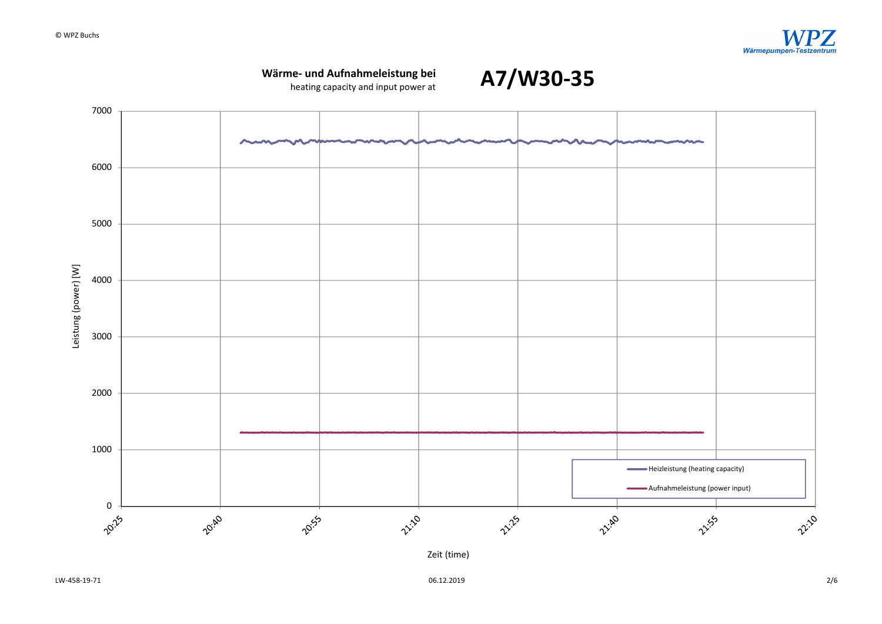## Wärme- und Aufnahmeleistung bei
heating capacity and input power at

# A7/W30-35

Leistung (power) [W]

7000
6000
5000
4000
3000
2000
1000
0

20:25 20:40 20:55 21:10 21:25 21:40 21:55 22:10

Zeit (time)

Heizleistung (heating capacity)

Aufnahmeleistung (power input)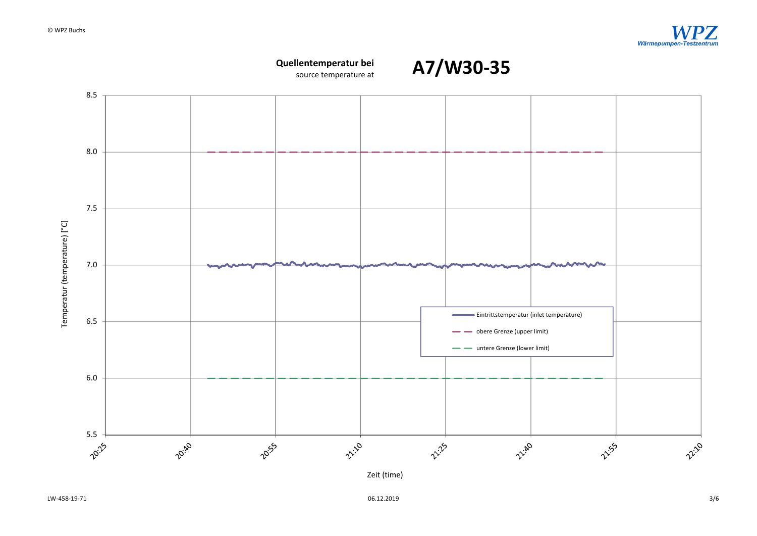**Quellentemperatur bei**
source temperature at

# A7/W30-35

Temperatur (temperature) [°C]

8.5
8.0
7.5
7.0
6.5
6.0
5.5

20:25 20:40 20:55 21:10 21:25 21:40 21:55 22:10

Zeit (time)

- Eintrittstemperatur (inlet temperature)
- obere Grenze (upper limit)
- untere Grenze (lower limit)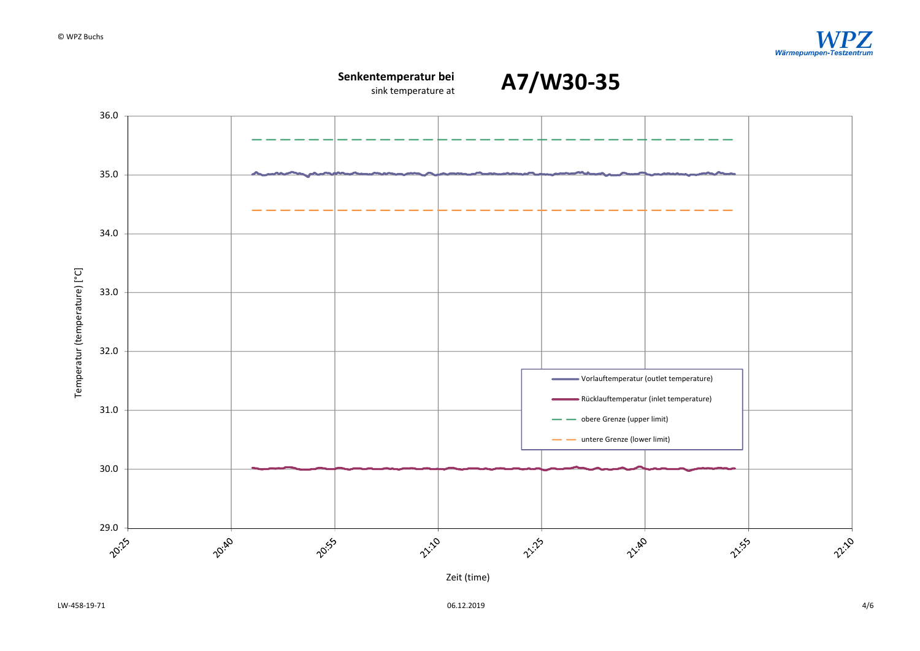**Senkentemperatur bei**
sink temperature at

# A7/W30-35

Temperatur (temperature) [°C]

36.0
35.0
34.0
33.0
32.0
31.0
30.0
29.0

20:25 20:40 20:55 21:10 21:25 21:40 21:55 22:10

Zeit (time)

- Vorlauftemperatur (outlet temperature)
- Rücklauftemperatur (inlet temperature)
- obere Grenze (upper limit)
- untere Grenze (lower limit)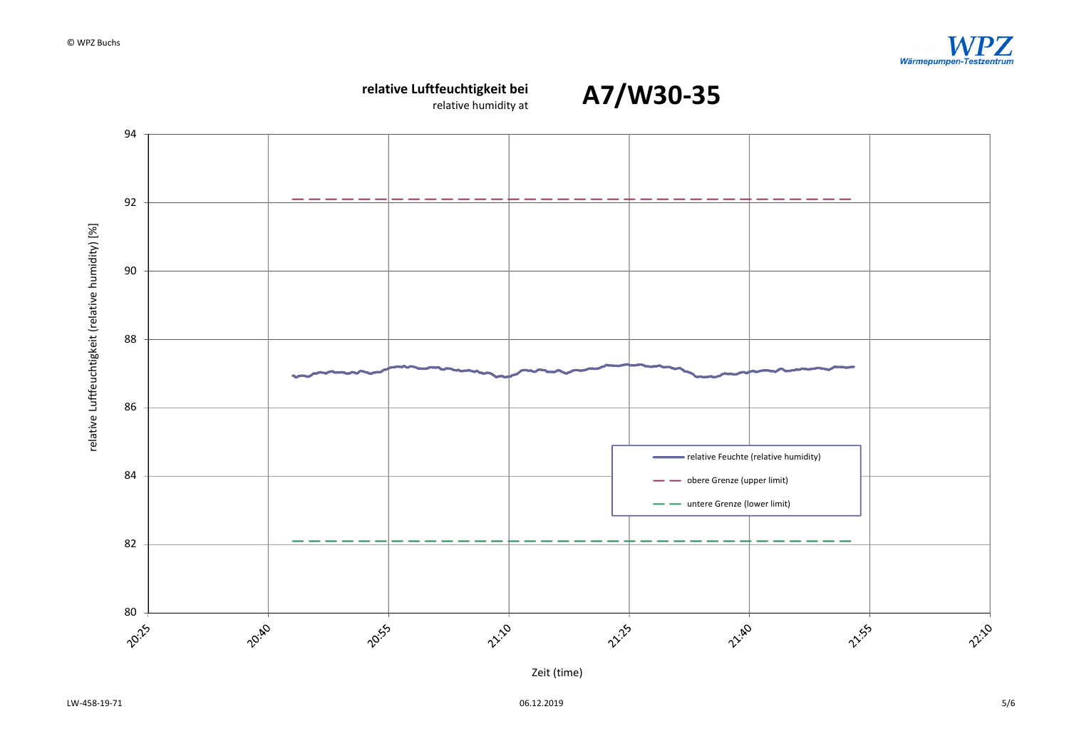**relative Luftfeuchtigkeit bei**
relative humidity at

# A7/W30-35

relative Luftfeuchtigkeit (relative humidity) [%]

94
92
90
88
86
84
82
80

20:25 20:40 20:55 21:10 21:25 21:40 21:55 22:10

Zeit (time)

- relative Feuchte (relative humidity)
- obere Grenze (upper limit)
- untere Grenze (lower limit)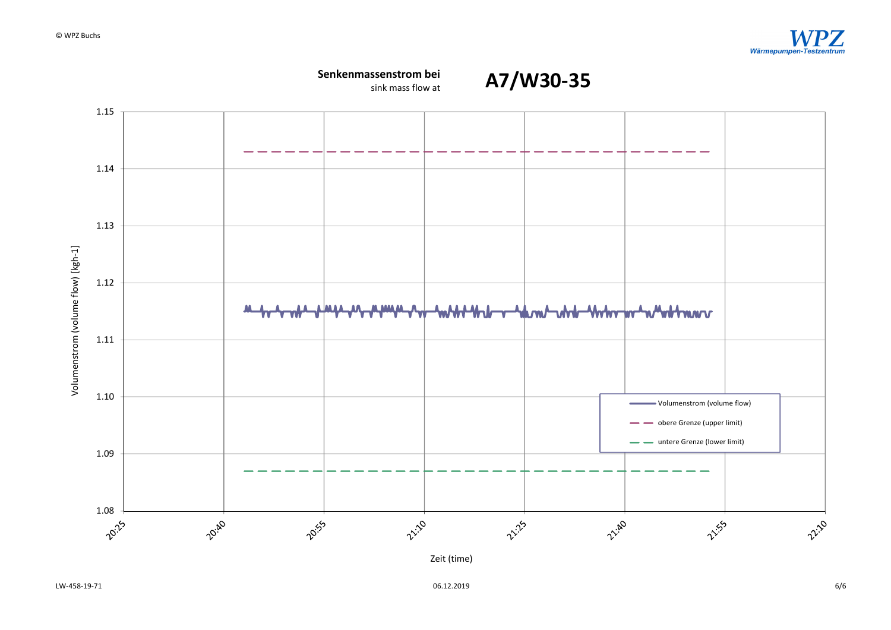**Senkenmassenstrom bei**
sink mass flow at

**A7/W30-35**

Volumenstrom (volume flow) [kgh-1]

1.15
1.14
1.13
1.12
1.11
1.10
1.09
1.08

20:25 20:40 20:55 21:10 21:25 21:40 21:55 22:10

Zeit (time)

- Volumenstrom (volume flow)
- obere Grenze (upper limit)
- untere Grenze (lower limit)

LW-458-19-71

06.12.2019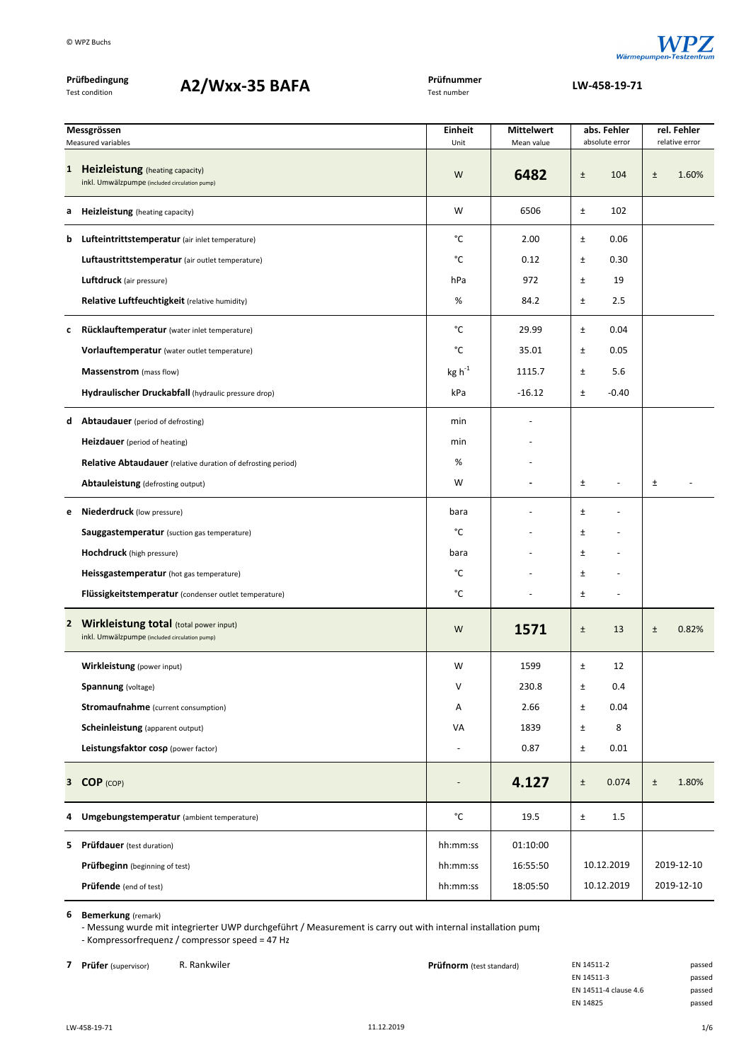**Prüfbedingung** Test condition **A2/Wxx-35 BAFA**

**Prüfnummer** Test number **LW-458-19-71**

| | Messgrössen Measured variables | Einheit Unit | Mittelwert Mean value | abs. Fehler absolute error | rel. Fehler relative error |
|---|---|---|---|---|---|
| **1** | **Heizleistung** (heating capacity) inkl. Umwälzpumpe (included circulation pump) | W | **6482** | ± 104 | ± 1.60% |
| **a** | **Heizleistung** (heating capacity) | W | 6506 | ± 102 | |
| **b** | **Lufteintrittstemperatur** (air inlet temperature) | °C | 2.00 | ± 0.06 | |
| | **Luftaustrittstemperatur** (air outlet temperature) | °C | 0.12 | ± 0.30 | |
| | **Luftdruck** (air pressure) | hPa | 972 | ± 19 | |
| | **Relative Luftfeuchtigkeit** (relative humidity) | % | 84.2 | ± 2.5 | |
| **c** | **Rücklauftemperatur** (water inlet temperature) | °C | 29.99 | ± 0.04 | |
| | **Vorlauftemperatur** (water outlet temperature) | °C | 35.01 | ± 0.05 | |
| | **Massenstrom** (mass flow) | $kg\ h^{-1}$ | 1115.7 | ± 5.6 | |
| | **Hydraulischer Druckabfall** (hydraulic pressure drop) | kPa | -16.12 | ± -0.40 | |
| **d** | **Abtaudauer** (period of defrosting) | min | - | | |
| | **Heizdauer** (period of heating) | min | - | | |
| | **Relative Abtaudauer** (relative duration of defrosting period) | % | - | | |
| | **Abtauleistung** (defrosting output) | W | - | ± - | ± - |
| **e** | **Niederdruck** (low pressure) | bara | - | ± - | |
| | **Sauggastemperatur** (suction gas temperature) | °C | - | ± - | |
| | **Hochdruck** (high pressure) | bara | - | ± - | |
| | **Heissgastemperatur** (hot gas temperature) | °C | - | ± - | |
| | **Flüssigkeitstemperatur** (condenser outlet temperature) | °C | - | ± - | |
| **2** | **Wirkleistung total** (total power input) inkl. Umwälzpumpe (included circulation pump) | W | **1571** | ± 13 | ± 0.82% |
| | **Wirkleistung** (power input) | W | 1599 | ± 12 | |
| | **Spannung** (voltage) | V | 230.8 | ± 0.4 | |
| | **Stromaufnahme** (current consumption) | A | 2.66 | ± 0.04 | |
| | **Scheinleistung** (apparent output) | VA | 1839 | ± 8 | |
| | **Leistungsfaktor cosp** (power factor) | - | 0.87 | ± 0.01 | |
| **3** | **COP** (COP) | - | **4.127** | ± 0.074 | ± 1.80% |
| **4** | **Umgebungstemperatur** (ambient temperature) | °C | 19.5 | ± 1.5 | |
| **5** | **Prüfdauer** (test duration) | hh:mm:ss | 01:10:00 | | |
| | **Prüfbeginn** (beginning of test) | hh:mm:ss | 16:55:50 | 10.12.2019 | 2019-12-10 |
| | **Prüfende** (end of test) | hh:mm:ss | 18:05:50 | 10.12.2019 | 2019-12-10 |

**6 Bemerkung** (remark)

- Messung wurde mit integrierter UWP durchgeführt / Measurement is carry out with internal installation pum
- Kompressorfrequenz / compressor speed = 47 Hz

**7 Prüfer** (supervisor) R. Rankwiler

**Prüfnorm** (test standard)

| | |
|---|---|
| EN 14511-2 | passed |
| EN 14511-3 | passed |
| EN 14511-4 clause 4.6 | passed |
| EN 14825 | passed |

LW-458-19-71 11.12.2019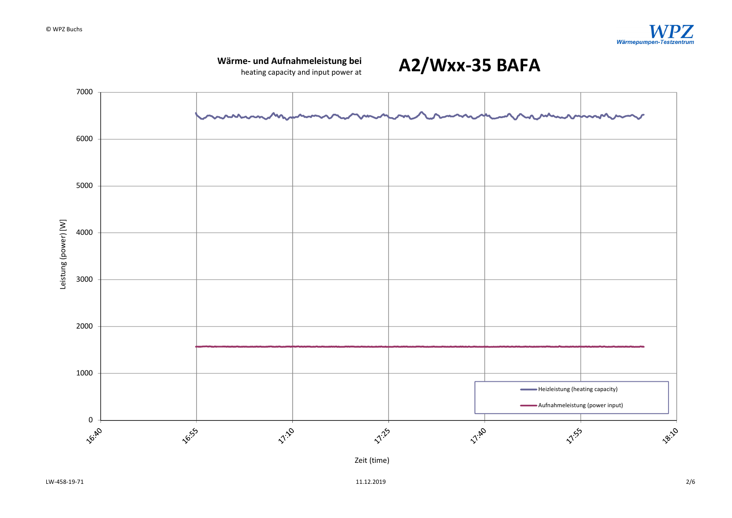**Wärme- und Aufnahmeleistung bei**
heating capacity and input power at

# A2/Wxx-35 BAFA

Leistung (power) [W]

7000
6000
5000
4000
3000
2000
1000
0

16:40 16:55 17:10 17:25 17:40 17:55 18:10

Zeit (time)

Heizleistung (heating capacity)

Aufnahmeleistung (power input)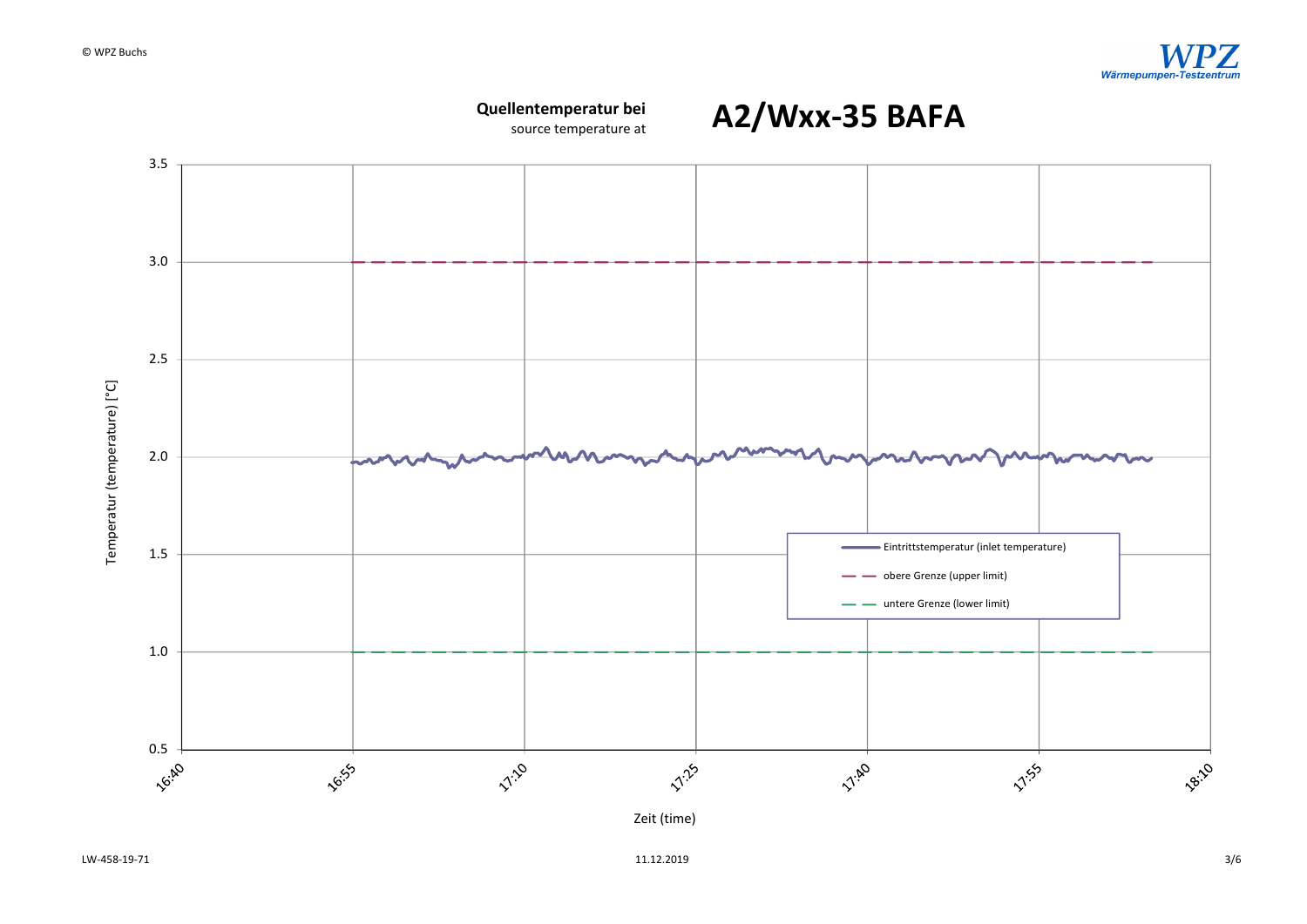**Quellentemperatur bei**
source temperature at

# A2/Wxx-35 BAFA

Temperatur (temperature) [°C]

3.5
3.0
2.5
2.0
1.5
1.0
0.5

16:40 16:55 17:10 17:25 17:40 17:55 18:10

Zeit (time)

Eintrittstemperatur (inlet temperature)
obere Grenze (upper limit)
untere Grenze (lower limit)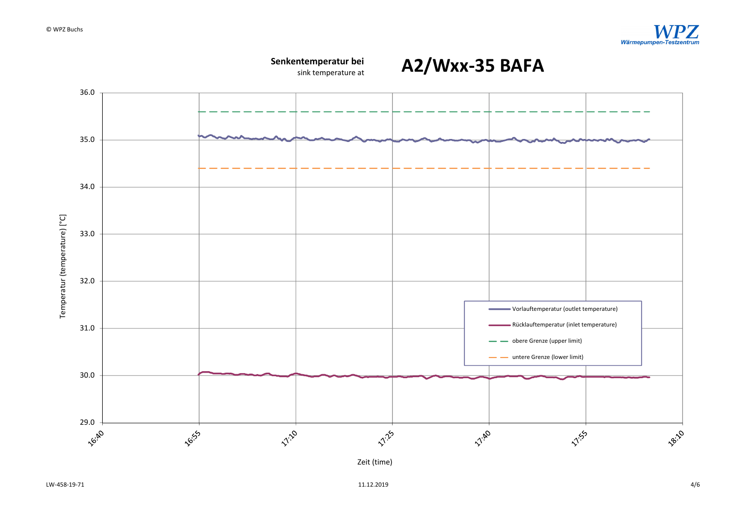**Senkentemperatur bei**
sink temperature at

# A2/Wxx-35 BAFA

Temperatur (temperature) [°C]

36.0
35.0
34.0
33.0
32.0
31.0
30.0
29.0

16:40 16:55 17:10 17:25 17:40 17:55 18:10

Zeit (time)

- Vorlauftemperatur (outlet temperature)
- Rücklauftemperatur (inlet temperature)
- obere Grenze (upper limit)
- untere Grenze (lower limit)

LW-458-19-71 11.12.2019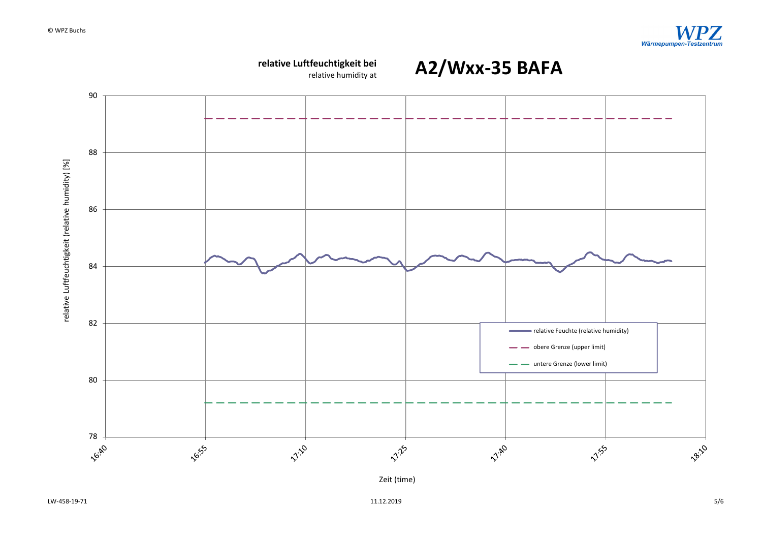**relative Luftfeuchtigkeit bei**
relative humidity at

# A2/Wxx-35 BAFA

relative Luftfeuchtigkeit (relative humidity) [%]

90
88
86
84
82
80
78

16:40 16:55 17:10 17:25 17:40 17:55 18:10

Zeit (time)

- relative Feuchte (relative humidity)
- obere Grenze (upper limit)
- untere Grenze (lower limit)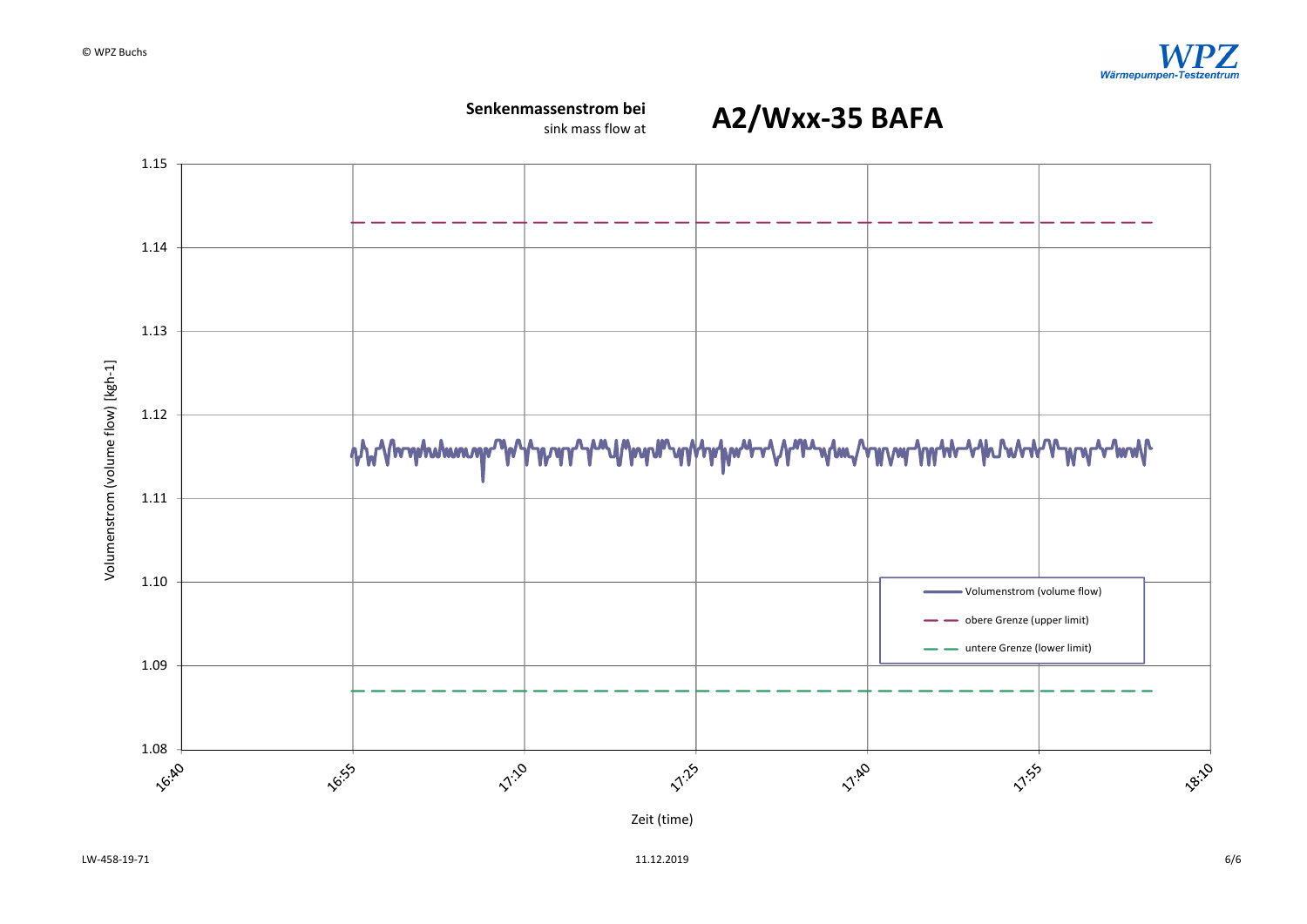**Senkenmassenstrom bei**
sink mass flow at

# A2/Wxx-35 BAFA

Volumenstrom (volume flow) [kgh-1]

1.15
1.14
1.13
1.12
1.11
1.10
1.09
1.08

16:40 16:55 17:10 17:25 17:40 17:55 18:10

Zeit (time)

- Volumenstrom (volume flow)
- obere Grenze (upper limit)
- untere Grenze (lower limit)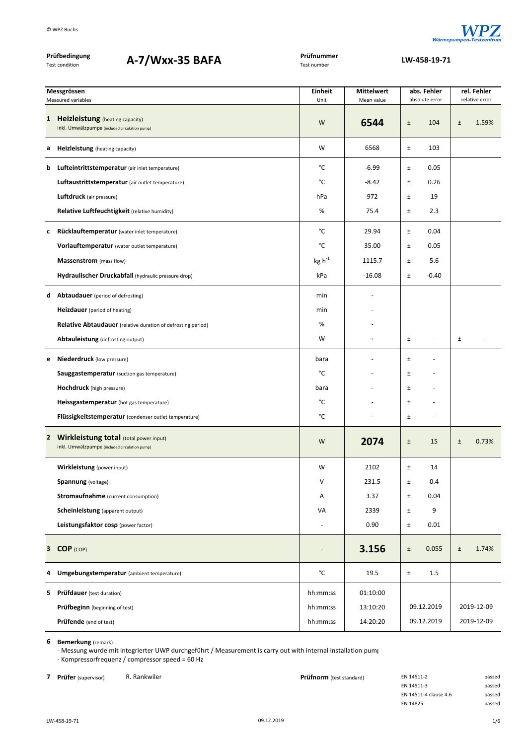© WPZ Buchs

WPZ Wärmepumpen-Testzentrum

**Prüfbedingung** Test condition **A-7/Wxx-35 BAFA** **Prüfnummer** Test number **LW-458-19-71**

| | Messgrössen Measured variables | Einheit Unit | Mittelwert Mean value | abs. Fehler absolute error | | rel. Fehler relative error | |
|---|---|---|---|---|---|---|---|
| **1** | **Heizleistung** (heating capacity) inkl. Umwälzpumpe (included circulation pump) | W | **6544** | ± | 104 | ± | 1.59% |
| **a** | **Heizleistung** (heating capacity) | W | 6568 | ± | 103 | | |
| **b** | **Lufteintrittstemperatur** (air inlet temperature) | °C | -6.99 | ± | 0.05 | | |
| | **Luftaustrittstemperatur** (air outlet temperature) | °C | -8.42 | ± | 0.26 | | |
| | **Luftdruck** (air pressure) | hPa | 972 | ± | 19 | | |
| | **Relative Luftfeuchtigkeit** (relative humidity) | % | 75.4 | ± | 2.3 | | |
| **c** | **Rücklauftemperatur** (water inlet temperature) | °C | 29.94 | ± | 0.04 | | |
| | **Vorlauftemperatur** (water outlet temperature) | °C | 35.00 | ± | 0.05 | | |
| | **Massenstrom** (mass flow) | $kg\ h^{-1}$ | 1115.7 | ± | 5.6 | | |
| | **Hydraulischer Druckabfall** (hydraulic pressure drop) | kPa | -16.08 | ± | -0.40 | | |
| **d** | **Abtaudauer** (period of defrosting) | min | - | | | | |
| | **Heizdauer** (period of heating) | min | - | | | | |
| | **Relative Abtaudauer** (relative duration of defrosting period) | % | - | | | | |
| | **Abtauleistung** (defrosting output) | W | - | ± | - | ± | - |
| **e** | **Niederdruck** (low pressure) | bara | - | ± | - | | |
| | **Sauggastemperatur** (suction gas temperature) | °C | - | ± | - | | |
| | **Hochdruck** (high pressure) | bara | - | ± | - | | |
| | **Heissgastemperatur** (hot gas temperature) | °C | - | ± | - | | |
| | **Flüssigkeitstemperatur** (condenser outlet temperature) | °C | - | ± | - | | |
| **2** | **Wirkleistung total** (total power input) inkl. Umwälzpumpe (included circulation pump) | W | **2074** | ± | 15 | ± | 0.73% |
| | **Wirkleistung** (power input) | W | 2102 | ± | 14 | | |
| | **Spannung** (voltage) | V | 231.5 | ± | 0.4 | | |
| | **Stromaufnahme** (current consumption) | A | 3.37 | ± | 0.04 | | |
| | **Scheinleistung** (apparent output) | VA | 2339 | ± | 9 | | |
| | **Leistungsfaktor cosφ** (power factor) | - | 0.90 | ± | 0.01 | | |
| **3** | **COP** (COP) | - | **3.156** | ± | 0.055 | ± | 1.74% |
| **4** | **Umgebungstemperatur** (ambient temperature) | °C | 19.5 | ± | 1.5 | | |
| **5** | **Prüfdauer** (test duration) | hh:mm:ss | 01:10:00 | | | | |
| | **Prüfbeginn** (beginning of test) | hh:mm:ss | 13:10:20 | 09.12.2019 | | 2019-12-09 | |
| | **Prüfende** (end of test) | hh:mm:ss | 14:20:20 | 09.12.2019 | | 2019-12-09 | |

**6** **Bemerkung** (remark)

- Messung wurde mit integrierter UWP durchgeführt / Measurement is carry out with internal installation pump
- Kompressorfrequenz / compressor speed = 60 Hz

**7** **Prüfer** (supervisor) R. Rankwiler

**Prüfnorm** (test standard)

| | |
|---|---|
| EN 14511-2 | passed |
| EN 14511-3 | passed |
| EN 14511-4 clause 4.6 | passed |
| EN 14825 | passed |

LW-458-19-71 09.12.2019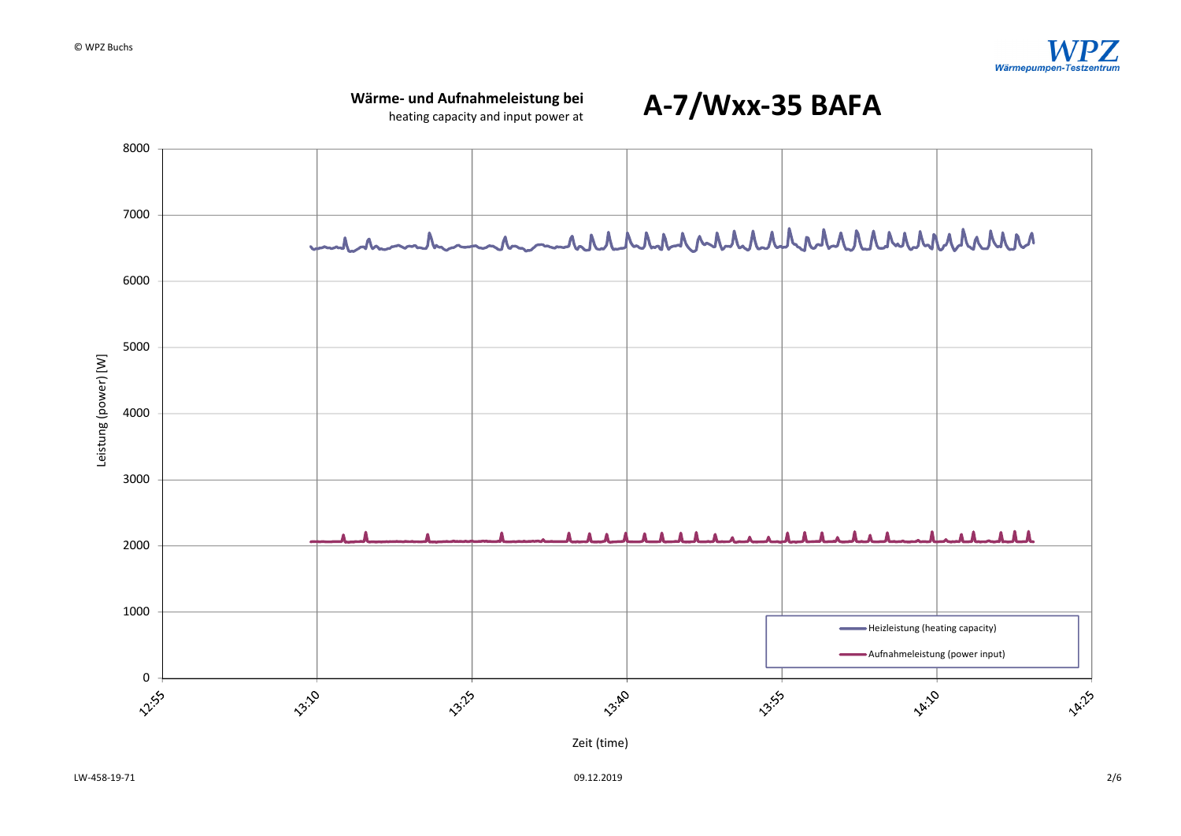**Wärme- und Aufnahmeleistung bei**
heating capacity and input power at

# A-7/Wxx-35 BAFA

Leistung (power) [W]

8000
7000
6000
5000
4000
3000
2000
1000
0

12:55 13:10 13:25 13:40 13:55 14:10 14:25

Zeit (time)

Heizleistung (heating capacity)
Aufnahmeleistung (power input)

LW-458-19-71

09.12.2019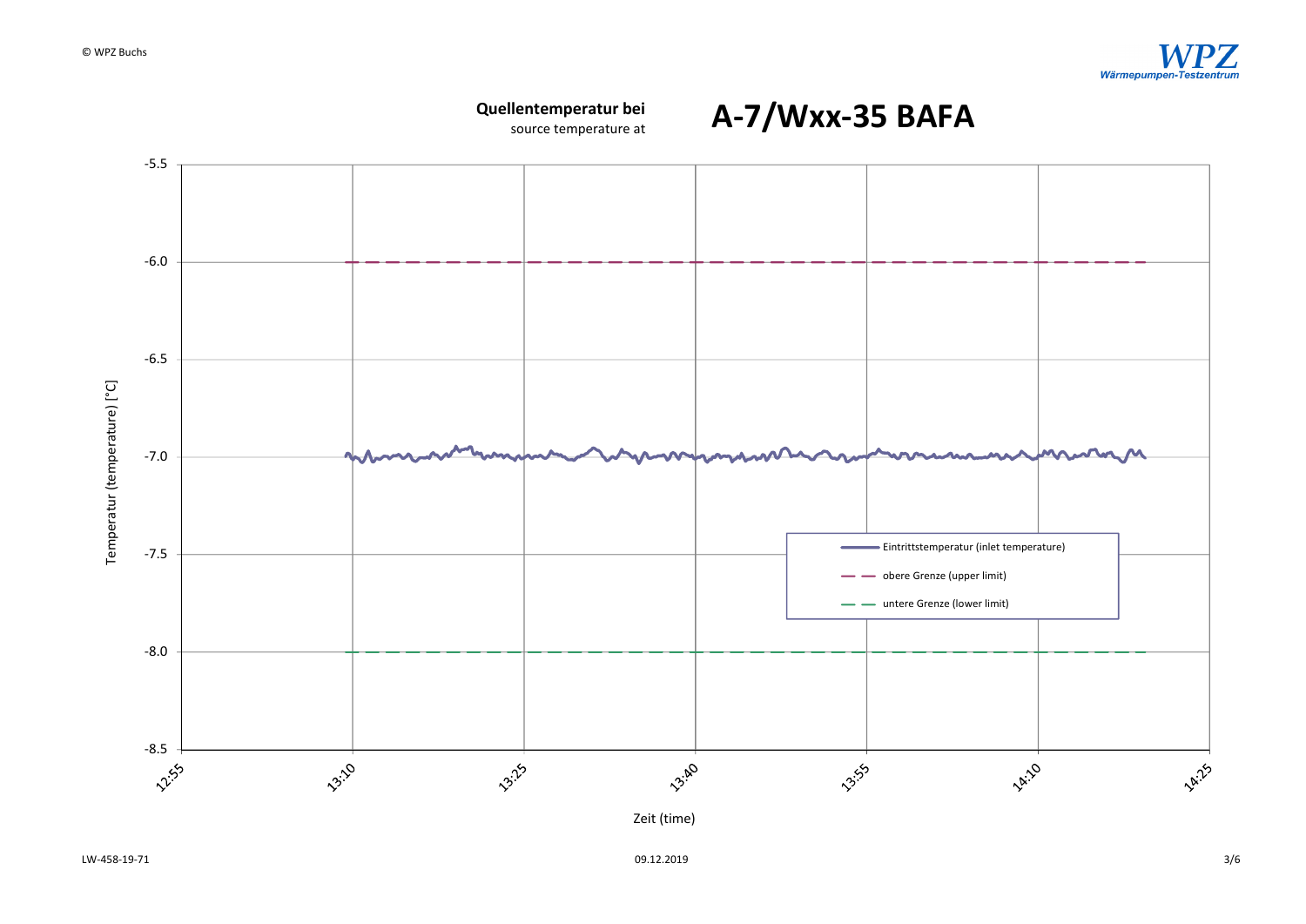**Quellentemperatur bei**
source temperature at

# A-7/Wxx-35 BAFA

Temperatur (temperature) [°C]

-5.5
-6.0
-6.5
-7.0
-7.5
-8.0
-8.5

12:55 13:10 13:25 13:40 13:55 14:10 14:25

Zeit (time)

- Eintrittstemperatur (inlet temperature)
- obere Grenze (upper limit)
- untere Grenze (lower limit)

LW-458-19-71

09.12.2019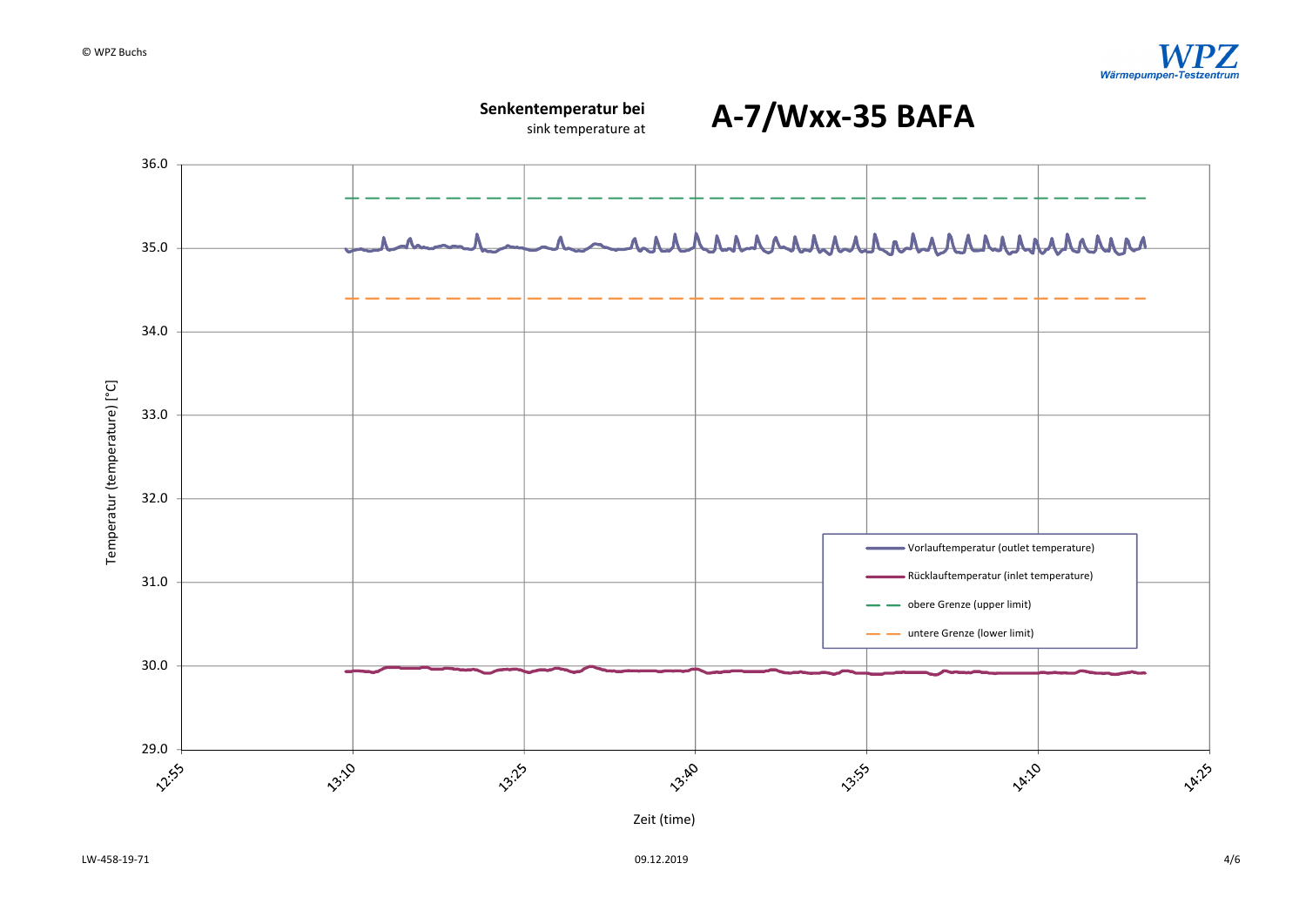**Senkentemperatur bei**
sink temperature at

# A-7/Wxx-35 BAFA

Temperatur (temperature) [°C]

36.0
35.0
34.0
33.0
32.0
31.0
30.0
29.0

12:55 13:10 13:25 13:40 13:55 14:10 14:25

Zeit (time)

- Vorlauftemperatur (outlet temperature)
- Rücklauftemperatur (inlet temperature)
- obere Grenze (upper limit)
- untere Grenze (lower limit)

LW-458-19-71 09.12.2019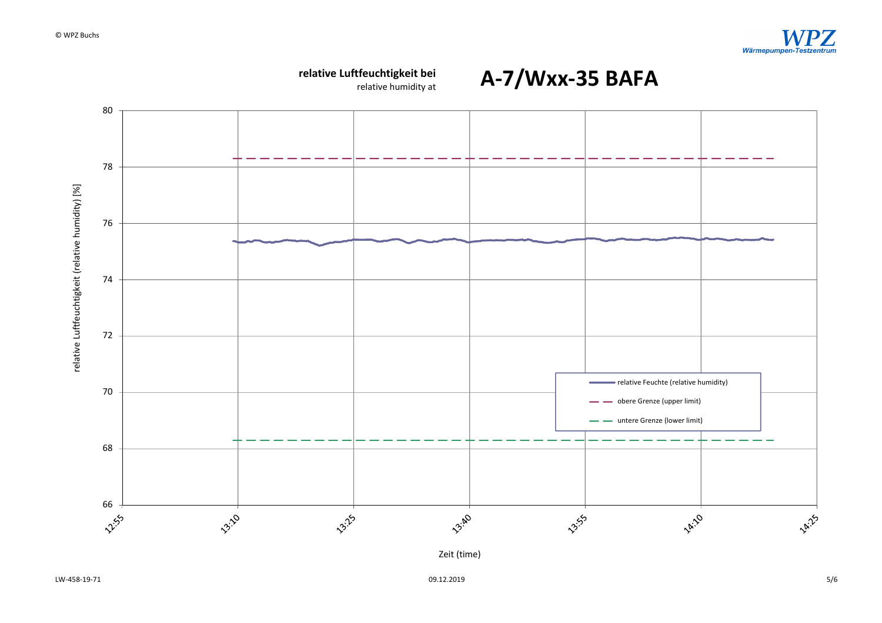**relative Luftfeuchtigkeit bei**
relative humidity at

# A-7/Wxx-35 BAFA

relative Luftfeuchtigkeit (relative humidity) [%]

80
78
76
74
72
70
68
66

12:55 13:10 13:25 13:40 13:55 14:10 14:25

Zeit (time)

- relative Feuchte (relative humidity)
- obere Grenze (upper limit)
- untere Grenze (lower limit)

LW-458-19-71

09.12.2019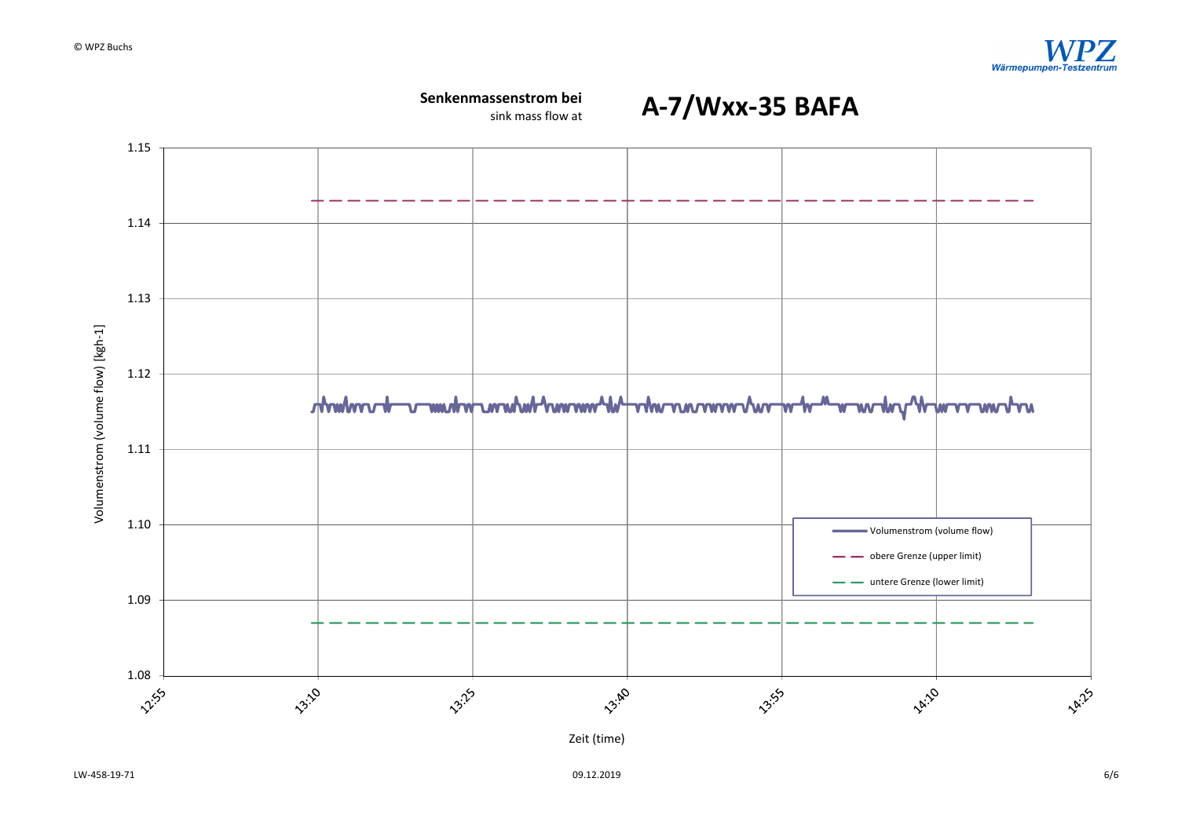**Senkenmassenstrom bei**
sink mass flow at

# A-7/Wxx-35 BAFA

Volumenstrom (volume flow) [kgh-1]

1.15
1.14
1.13
1.12
1.11
1.10
1.09
1.08

12:55 13:10 13:25 13:40 13:55 14:10 14:25

Zeit (time)

- Volumenstrom (volume flow)
- obere Grenze (upper limit)
- untere Grenze (lower limit)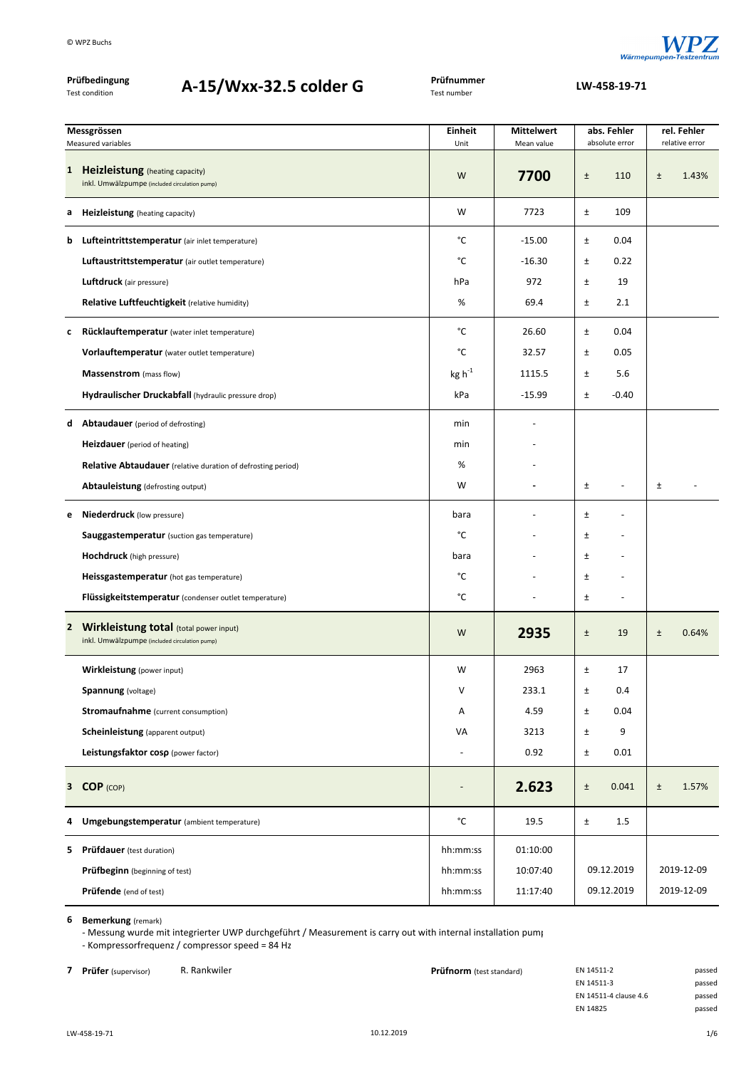© WPZ Buchs

**Prüfbedingung** Test condition: **A-15/Wxx-32.5 colder G**

**Prüfnummer** Test number: **LW-458-19-71**

| | Messgrössen<br>Measured variables | Einheit<br>Unit | Mittelwert<br>Mean value | abs. Fehler<br>absolute error | | rel. Fehler<br>relative error | |
|---|---|---|---|---|---|---|---|
| **1** | **Heizleistung** (heating capacity)<br>inkl. Umwälzpumpe (included circulation pump) | W | **7700** | ± | 110 | ± | 1.43% |
| **a** | **Heizleistung** (heating capacity) | W | 7723 | ± | 109 | | |
| **b** | **Lufteintrittstemperatur** (air inlet temperature) | °C | -15.00 | ± | 0.04 | | |
| | **Luftaustrittstemperatur** (air outlet temperature) | °C | -16.30 | ± | 0.22 | | |
| | **Luftdruck** (air pressure) | hPa | 972 | ± | 19 | | |
| | **Relative Luftfeuchtigkeit** (relative humidity) | % | 69.4 | ± | 2.1 | | |
| **c** | **Rücklauftemperatur** (water inlet temperature) | °C | 26.60 | ± | 0.04 | | |
| | **Vorlauftemperatur** (water outlet temperature) | °C | 32.57 | ± | 0.05 | | |
| | **Massenstrom** (mass flow) | $kg\ h^{-1}$ | 1115.5 | ± | 5.6 | | |
| | **Hydraulischer Druckabfall** (hydraulic pressure drop) | kPa | -15.99 | ± | -0.40 | | |
| **d** | **Abtaudauer** (period of defrosting) | min | - | | | | |
| | **Heizdauer** (period of heating) | min | - | | | | |
| | **Relative Abtaudauer** (relative duration of defrosting period) | % | - | | | | |
| | **Abtauleistung** (defrosting output) | W | - | ± | - | ± | - |
| **e** | **Niederdruck** (low pressure) | bara | - | ± | - | | |
| | **Sauggastemperatur** (suction gas temperature) | °C | - | ± | - | | |
| | **Hochdruck** (high pressure) | bara | - | ± | - | | |
| | **Heissgastemperatur** (hot gas temperature) | °C | - | ± | - | | |
| | **Flüssigkeitstemperatur** (condenser outlet temperature) | °C | - | ± | - | | |
| **2** | **Wirkleistung total** (total power input)<br>inkl. Umwälzpumpe (included circulation pump) | W | **2935** | ± | 19 | ± | 0.64% |
| | **Wirkleistung** (power input) | W | 2963 | ± | 17 | | |
| | **Spannung** (voltage) | V | 233.1 | ± | 0.4 | | |
| | **Stromaufnahme** (current consumption) | A | 4.59 | ± | 0.04 | | |
| | **Scheinleistung** (apparent output) | VA | 3213 | ± | 9 | | |
| | **Leistungsfaktor cosp** (power factor) | - | 0.92 | ± | 0.01 | | |
| **3** | **COP** (COP) | - | **2.623** | ± | 0.041 | ± | 1.57% |
| **4** | **Umgebungstemperatur** (ambient temperature) | °C | 19.5 | ± | 1.5 | | |
| **5** | **Prüfdauer** (test duration) | hh:mm:ss | 01:10:00 | | | | |
| | **Prüfbeginn** (beginning of test) | hh:mm:ss | 10:07:40 | 09.12.2019 | | 2019-12-09 | |
| | **Prüfende** (end of test) | hh:mm:ss | 11:17:40 | 09.12.2019 | | 2019-12-09 | |

**6 Bemerkung** (remark)

- Messung wurde mit integrierter UWP durchgeführt / Measurement is carry out with internal installation pump
- Kompressorfrequenz / compressor speed = 84 Hz

**7 Prüfer** (supervisor) R. Rankwiler

**Prüfnorm** (test standard)

| | |
|---|---|
| EN 14511-2 | passed |
| EN 14511-3 | passed |
| EN 14511-4 clause 4.6 | passed |
| EN 14825 | passed |

LW-458-19-71 10.12.2019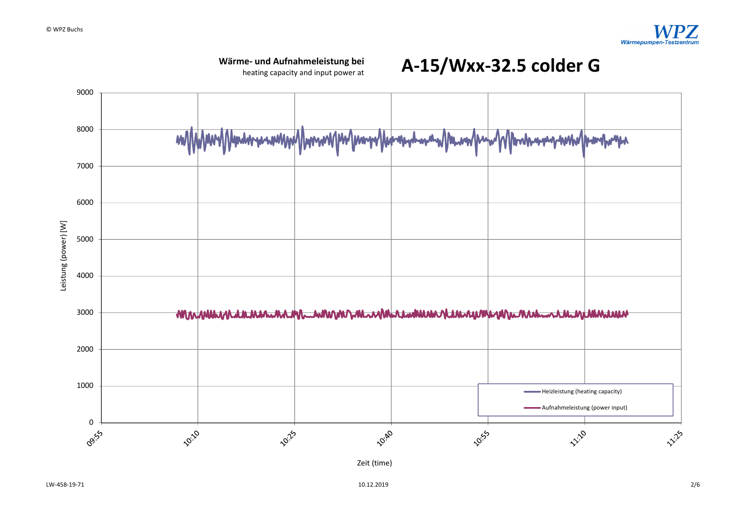**Wärme- und Aufnahmeleistung bei**
heating capacity and input power at

# A-15/Wxx-32.5 colder G

Leistung (power) [W]

Zeit (time)

Heizleistung (heating capacity)

Aufnahmeleistung (power input)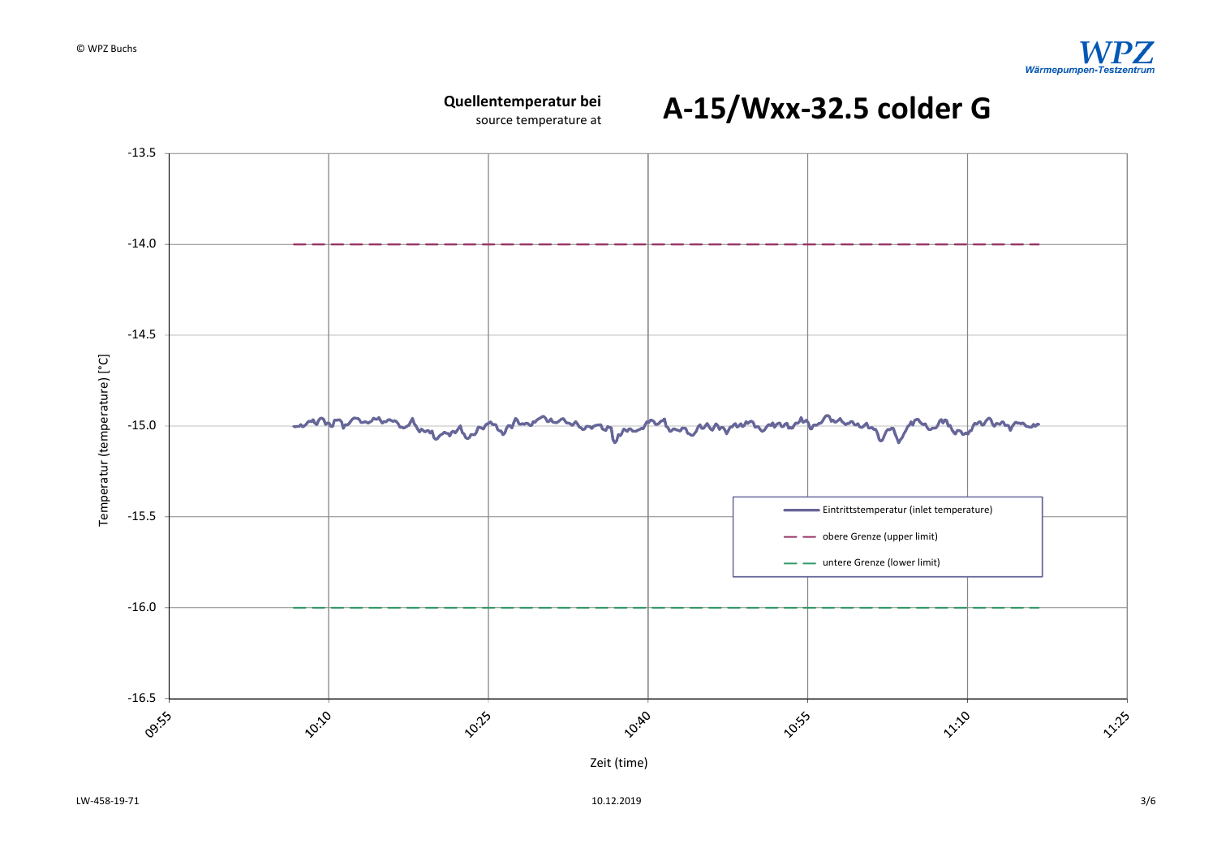**Quellentemperatur bei**
source temperature at

# A-15/Wxx-32.5 colder G

Temperatur (temperature) [°C]

-13.5
-14.0
-14.5
-15.0
-15.5
-16.0
-16.5

09:55 10:10 10:25 10:40 10:55 11:10 11:25

Zeit (time)

- Eintrittstemperatur (inlet temperature)
- obere Grenze (upper limit)
- untere Grenze (lower limit)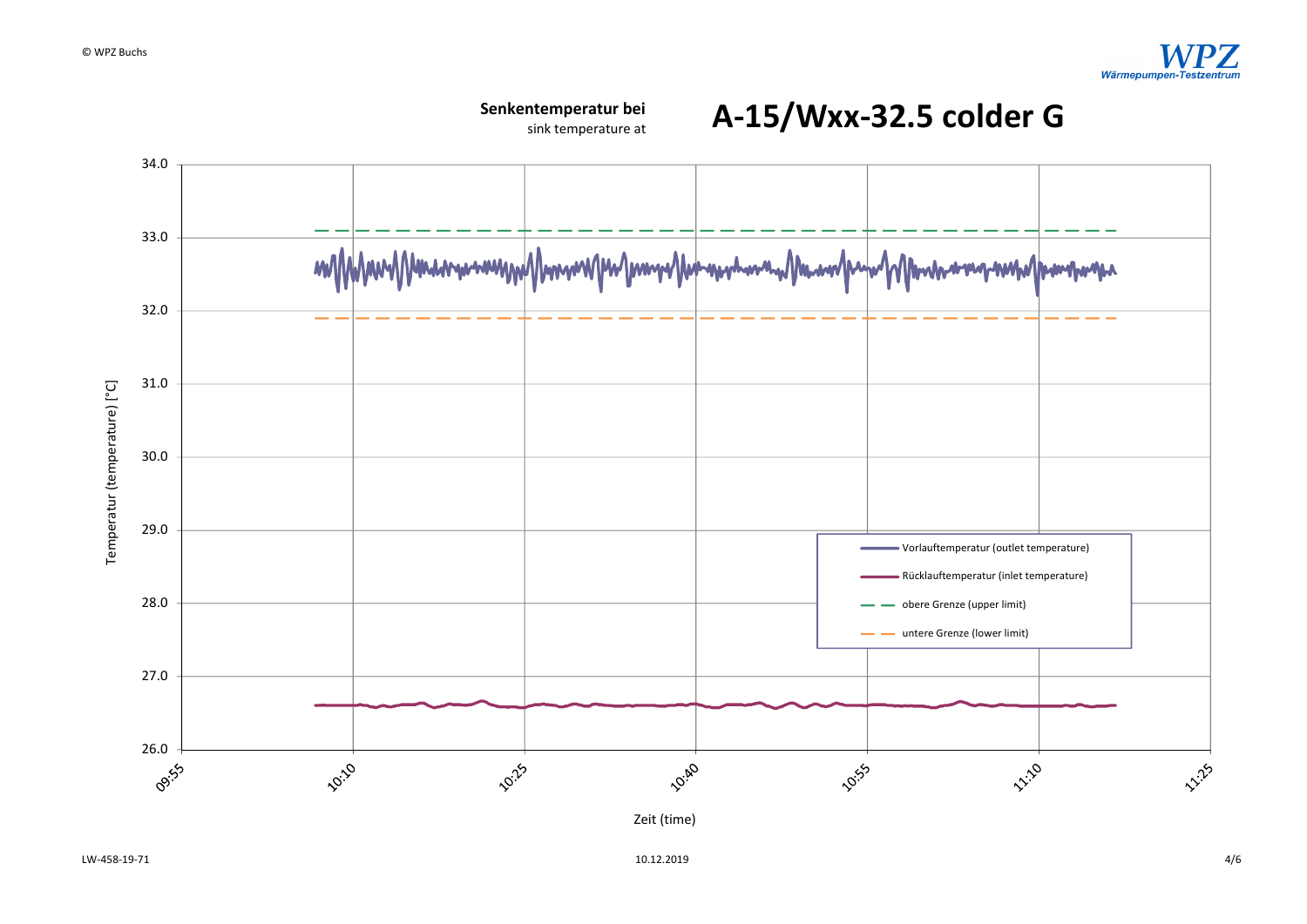**Senkentemperatur bei**
sink temperature at

# A-15/Wxx-32.5 colder G

Temperatur (temperature) [°C]

34.0
33.0
32.0
31.0
30.0
29.0
28.0
27.0
26.0

09:55 10:10 10:25 10:40 10:55 11:10 11:25

Zeit (time)

- Vorlauftemperatur (outlet temperature)
- Rücklauftemperatur (inlet temperature)
- obere Grenze (upper limit)
- untere Grenze (lower limit)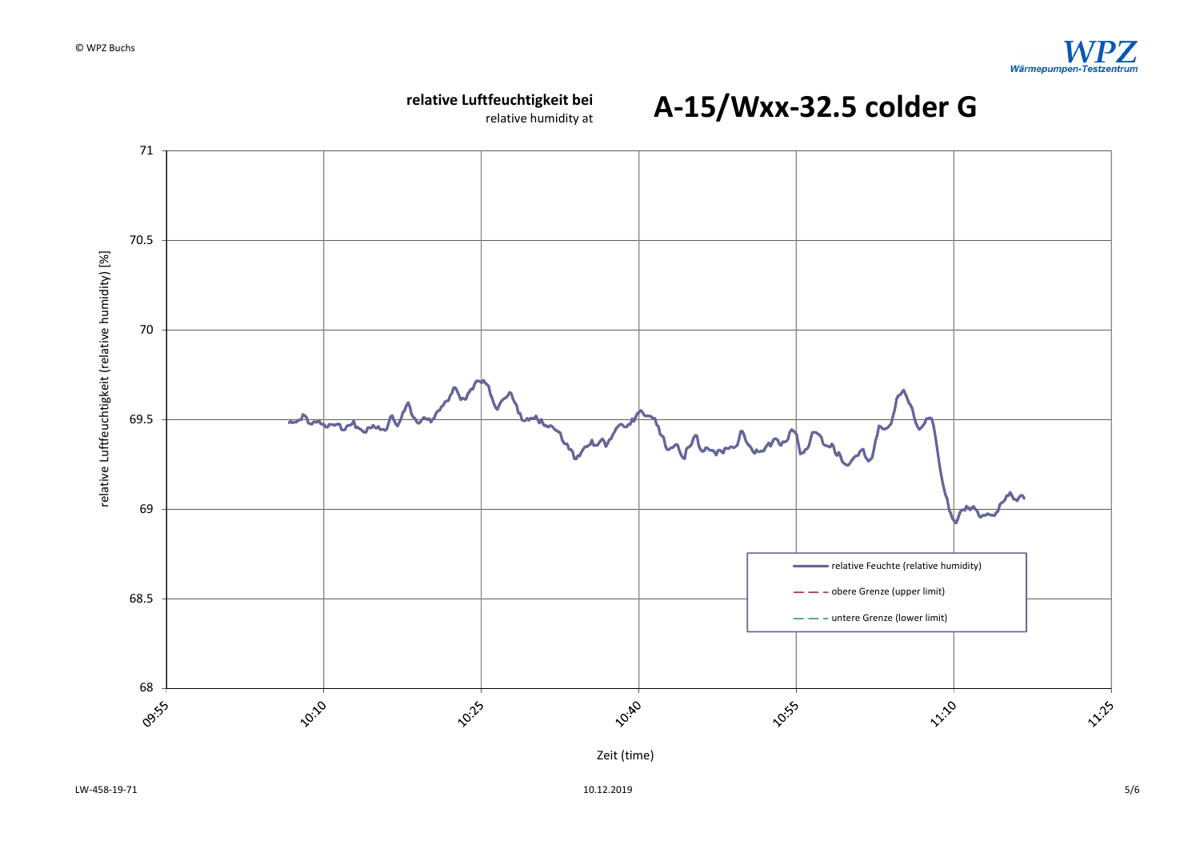**relative Luftfeuchtigkeit bei**
relative humidity at

# A-15/Wxx-32.5 colder G

relative Luftfeuchtigkeit (relative humidity) [%]

71
70.5
70
69.5
69
68.5
68

09:55 10:10 10:25 10:40 10:55 11:10 11:25

Zeit (time)

relative Feuchte (relative humidity)
obere Grenze (upper limit)
untere Grenze (lower limit)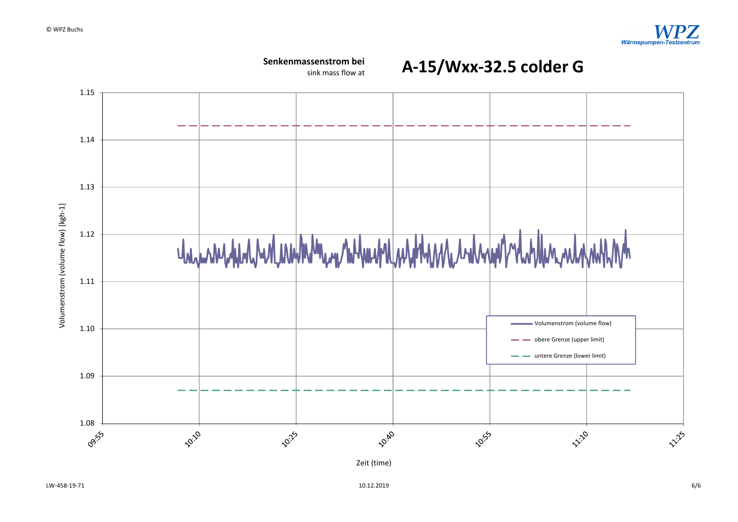**Senkenmassenstrom bei**
sink mass flow at

# A-15/Wxx-32.5 colder G

Volumenstrom (volume flow) [kgh-1]

1.15
1.14
1.13
1.12
1.11
1.10
1.09
1.08

09:55 10:10 10:25 10:40 10:55 11:10 11:25

Zeit (time)

Volumenstrom (volume flow)
obere Grenze (upper limit)
untere Grenze (lower limit)

LW-458-19-71

10.12.2019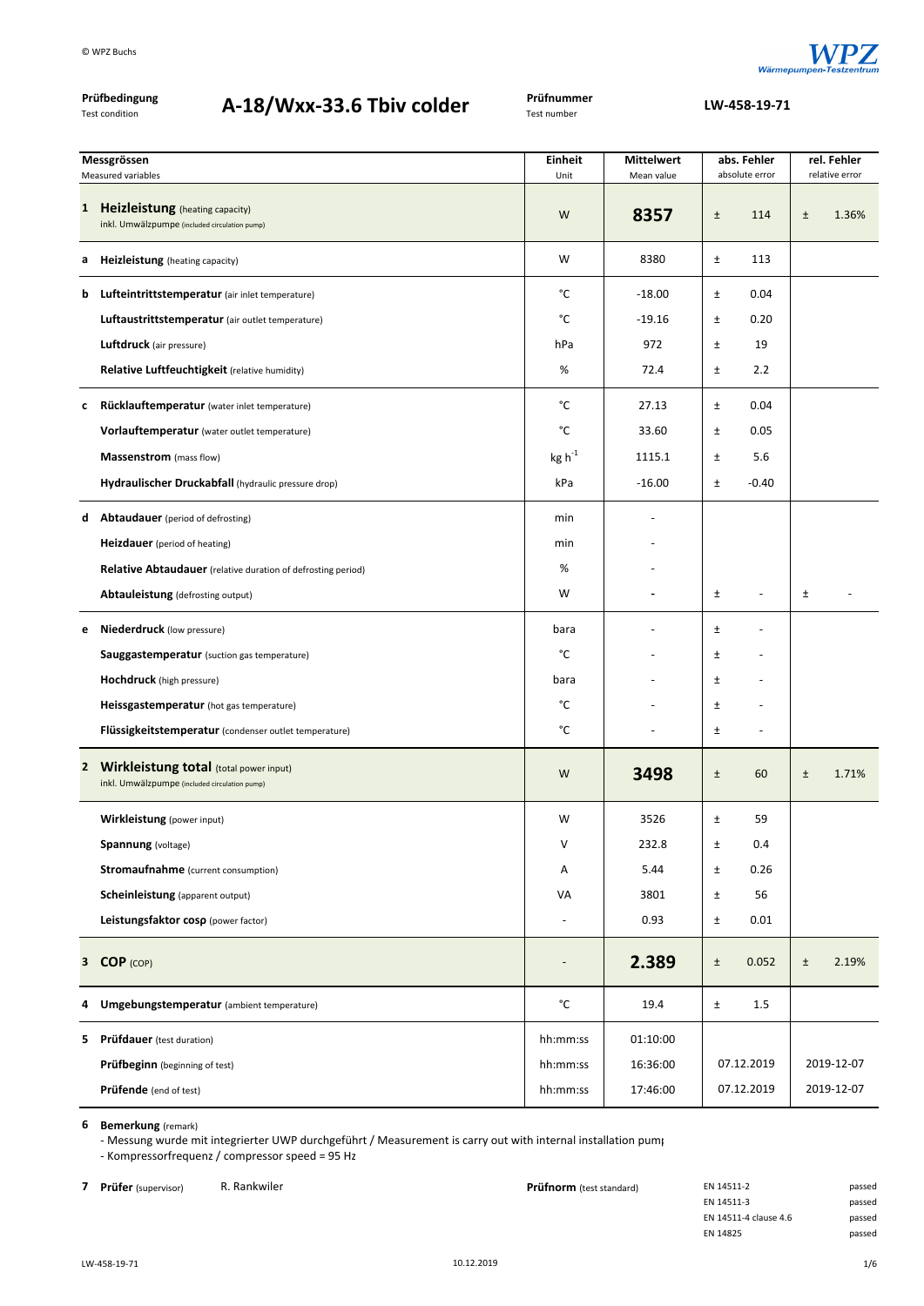© WPZ Buchs

**Prüfbedingung** Test condition: **A-18/Wxx-33.6 Tbiv colder**

**Prüfnummer** Test number: **LW-458-19-71**

| | Messgrössen<br>Measured variables | Einheit<br>Unit | Mittelwert<br>Mean value | abs. Fehler<br>absolute error | | rel. Fehler<br>relative error | |
|---|---|---|---|---|---|---|---|
| **1** | **Heizleistung** (heating capacity)<br>inkl. Umwälzpumpe (included circulation pump) | W | **8357** | ± | 114 | ± | 1.36% |
| **a** | **Heizleistung** (heating capacity) | W | 8380 | ± | 113 | | |
| **b** | **Lufteintrittstemperatur** (air inlet temperature) | °C | -18.00 | ± | 0.04 | | |
| | **Luftaustrittstemperatur** (air outlet temperature) | °C | -19.16 | ± | 0.20 | | |
| | **Luftdruck** (air pressure) | hPa | 972 | ± | 19 | | |
| | **Relative Luftfeuchtigkeit** (relative humidity) | % | 72.4 | ± | 2.2 | | |
| **c** | **Rücklauftemperatur** (water inlet temperature) | °C | 27.13 | ± | 0.04 | | |
| | **Vorlauftemperatur** (water outlet temperature) | °C | 33.60 | ± | 0.05 | | |
| | **Massenstrom** (mass flow) | $kg\ h^{-1}$ | 1115.1 | ± | 5.6 | | |
| | **Hydraulischer Druckabfall** (hydraulic pressure drop) | kPa | -16.00 | ± | -0.40 | | |
| **d** | **Abtaudauer** (period of defrosting) | min | - | | | | |
| | **Heizdauer** (period of heating) | min | - | | | | |
| | **Relative Abtaudauer** (relative duration of defrosting period) | % | - | | | | |
| | **Abtauleistung** (defrosting output) | W | - | ± | - | ± | - |
| **e** | **Niederdruck** (low pressure) | bara | - | ± | - | | |
| | **Sauggastemperatur** (suction gas temperature) | °C | - | ± | - | | |
| | **Hochdruck** (high pressure) | bara | - | ± | - | | |
| | **Heissgastemperatur** (hot gas temperature) | °C | - | ± | - | | |
| | **Flüssigkeitstemperatur** (condenser outlet temperature) | °C | - | ± | - | | |
| **2** | **Wirkleistung total** (total power input)<br>inkl. Umwälzpumpe (included circulation pump) | W | **3498** | ± | 60 | ± | 1.71% |
| | **Wirkleistung** (power input) | W | 3526 | ± | 59 | | |
| | **Spannung** (voltage) | V | 232.8 | ± | 0.4 | | |
| | **Stromaufnahme** (current consumption) | A | 5.44 | ± | 0.26 | | |
| | **Scheinleistung** (apparent output) | VA | 3801 | ± | 56 | | |
| | **Leistungsfaktor cosp** (power factor) | - | 0.93 | ± | 0.01 | | |
| **3** | **COP** (COP) | - | **2.389** | ± | 0.052 | ± | 2.19% |
| **4** | **Umgebungstemperatur** (ambient temperature) | °C | 19.4 | ± | 1.5 | | |
| **5** | **Prüfdauer** (test duration) | hh:mm:ss | 01:10:00 | | | | |
| | **Prüfbeginn** (beginning of test) | hh:mm:ss | 16:36:00 | 07.12.2019 | | 2019-12-07 | |
| | **Prüfende** (end of test) | hh:mm:ss | 17:46:00 | 07.12.2019 | | 2019-12-07 | |

**6 Bemerkung** (remark)

- Messung wurde mit integrierter UWP durchgeführt / Measurement is carry out with internal installation pump
- Kompressorfrequenz / compressor speed = 95 Hz

**7 Prüfer** (supervisor) R. Rankwiler

**Prüfnorm** (test standard)

| | |
|---|---|
| EN 14511-2 | passed |
| EN 14511-3 | passed |
| EN 14511-4 clause 4.6 | passed |
| EN 14825 | passed |

LW-458-19-71 10.12.2019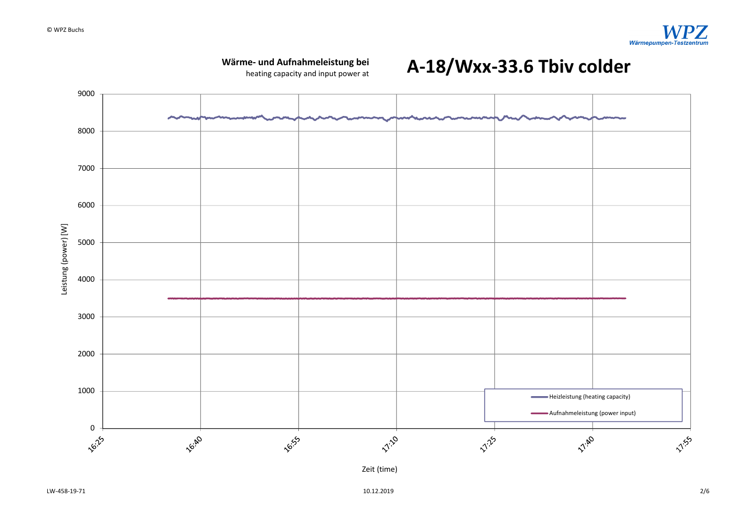**Wärme- und Aufnahmeleistung bei**
heating capacity and input power at

# A-18/Wxx-33.6 Tbiv colder

Leistung (power) [W]

Zeit (time)

Heizleistung (heating capacity)

Aufnahmeleistung (power input)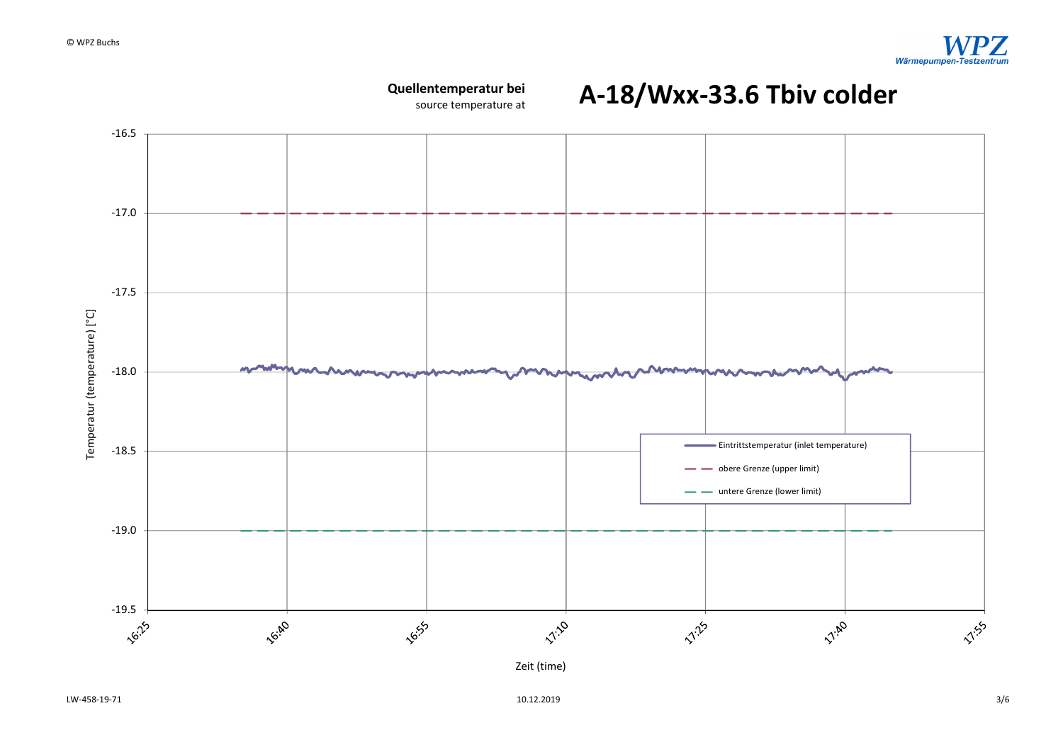**Quellentemperatur bei**
source temperature at

# A-18/Wxx-33.6 Tbiv colder

Temperatur (temperature) [°C]

-16.5
-17.0
-17.5
-18.0
-18.5
-19.0
-19.5

16:25 16:40 16:55 17:10 17:25 17:40 17:55

Zeit (time)

Eintrittstemperatur (inlet temperature)
obere Grenze (upper limit)
untere Grenze (lower limit)

LW-458-19-71 10.12.2019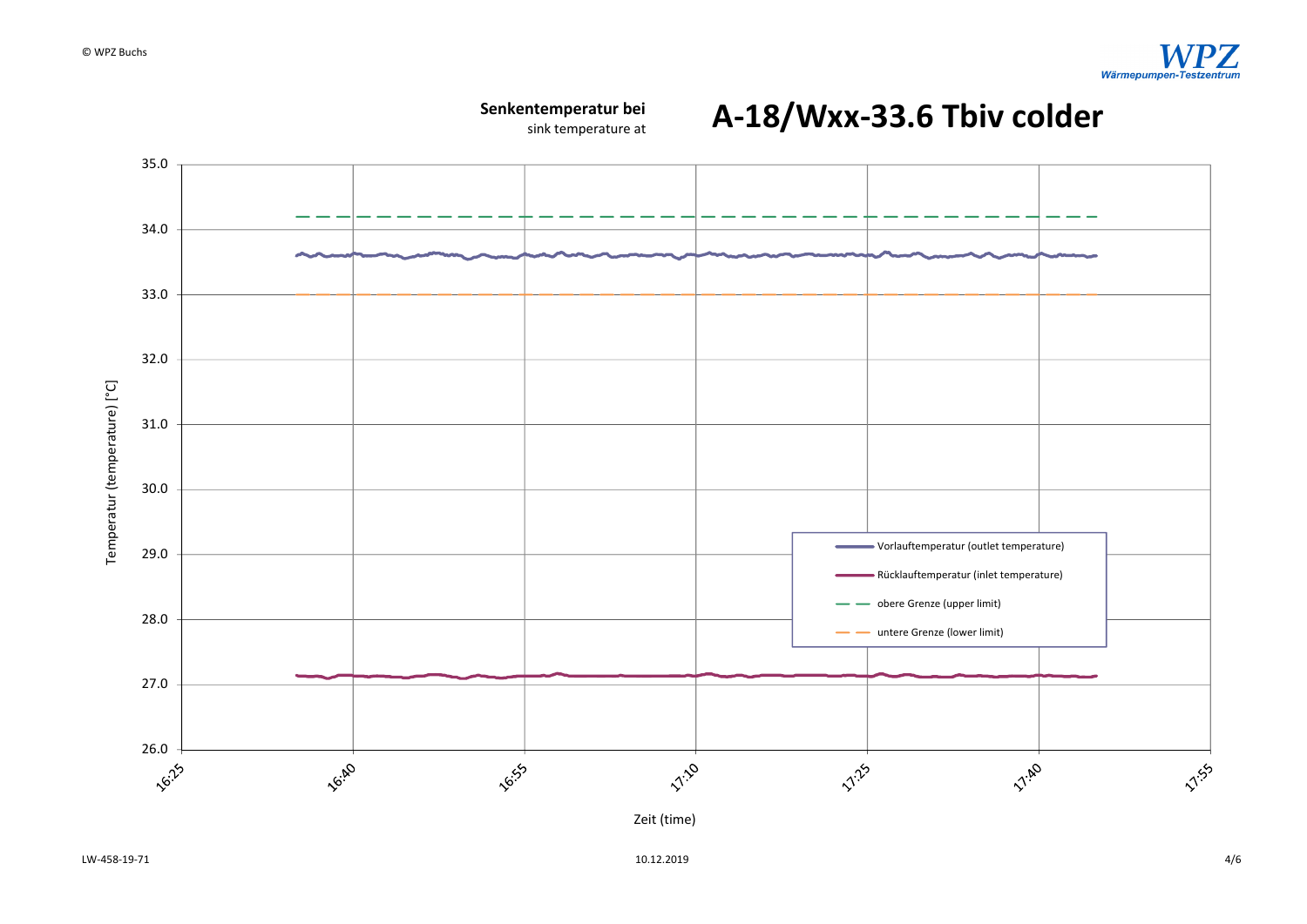**Senkentemperatur bei**
sink temperature at

# A-18/Wxx-33.6 Tbiv colder

Temperatur (temperature) [°C]

35.0
34.0
33.0
32.0
31.0
30.0
29.0
28.0
27.0
26.0

16:25 16:40 16:55 17:10 17:25 17:40 17:55

Zeit (time)

- Vorlauftemperatur (outlet temperature)
- Rücklauftemperatur (inlet temperature)
- obere Grenze (upper limit)
- untere Grenze (lower limit)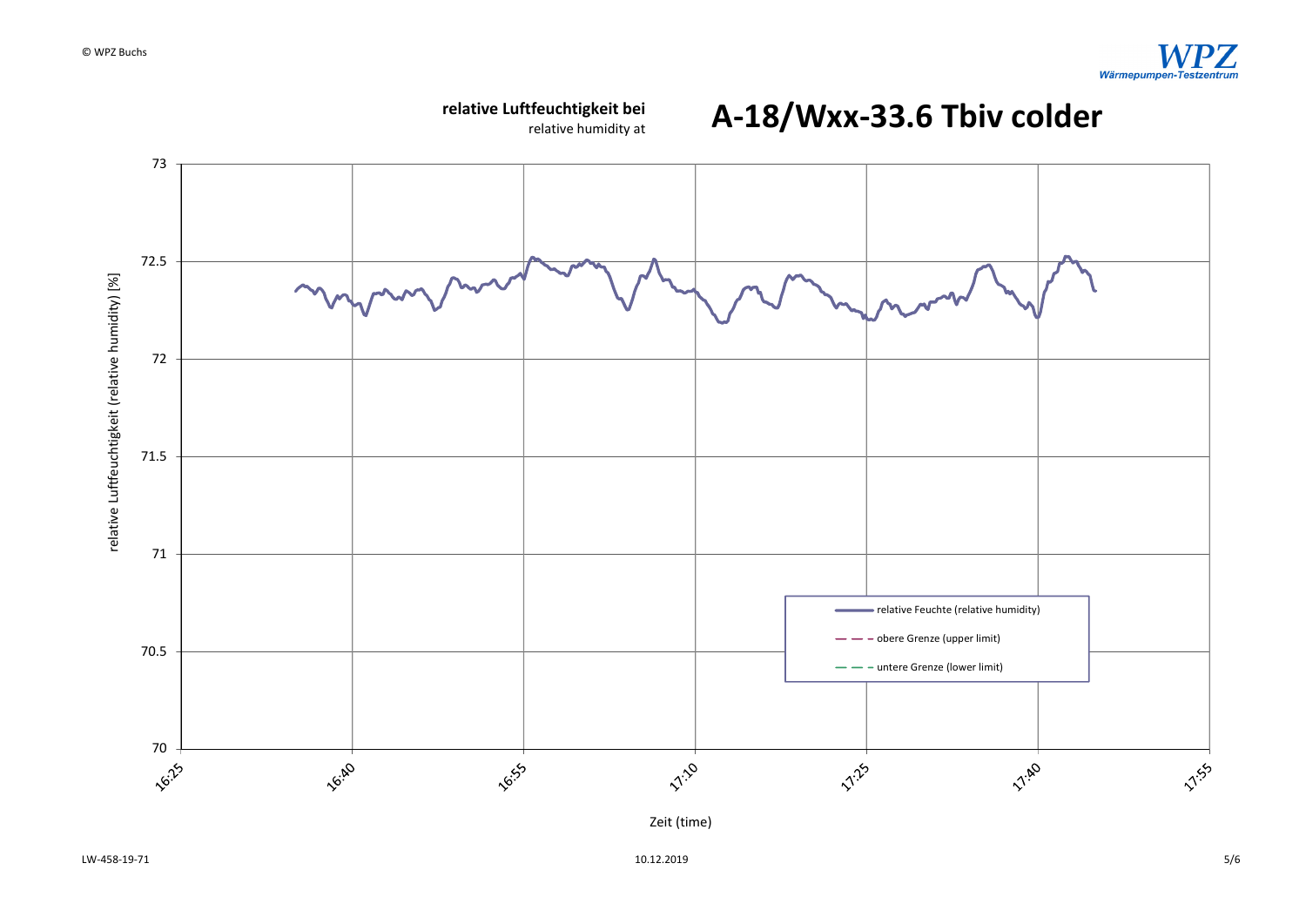**relative Luftfeuchtigkeit bei**
relative humidity at

# A-18/Wxx-33.6 Tbiv colder

relative Luftfeuchtigkeit (relative humidity) [%]

73
72.5
72
71.5
71
70.5
70

16:25 16:40 16:55 17:10 17:25 17:40 17:55

Zeit (time)

relative Feuchte (relative humidity)
obere Grenze (upper limit)
untere Grenze (lower limit)

LW-458-19-71

10.12.2019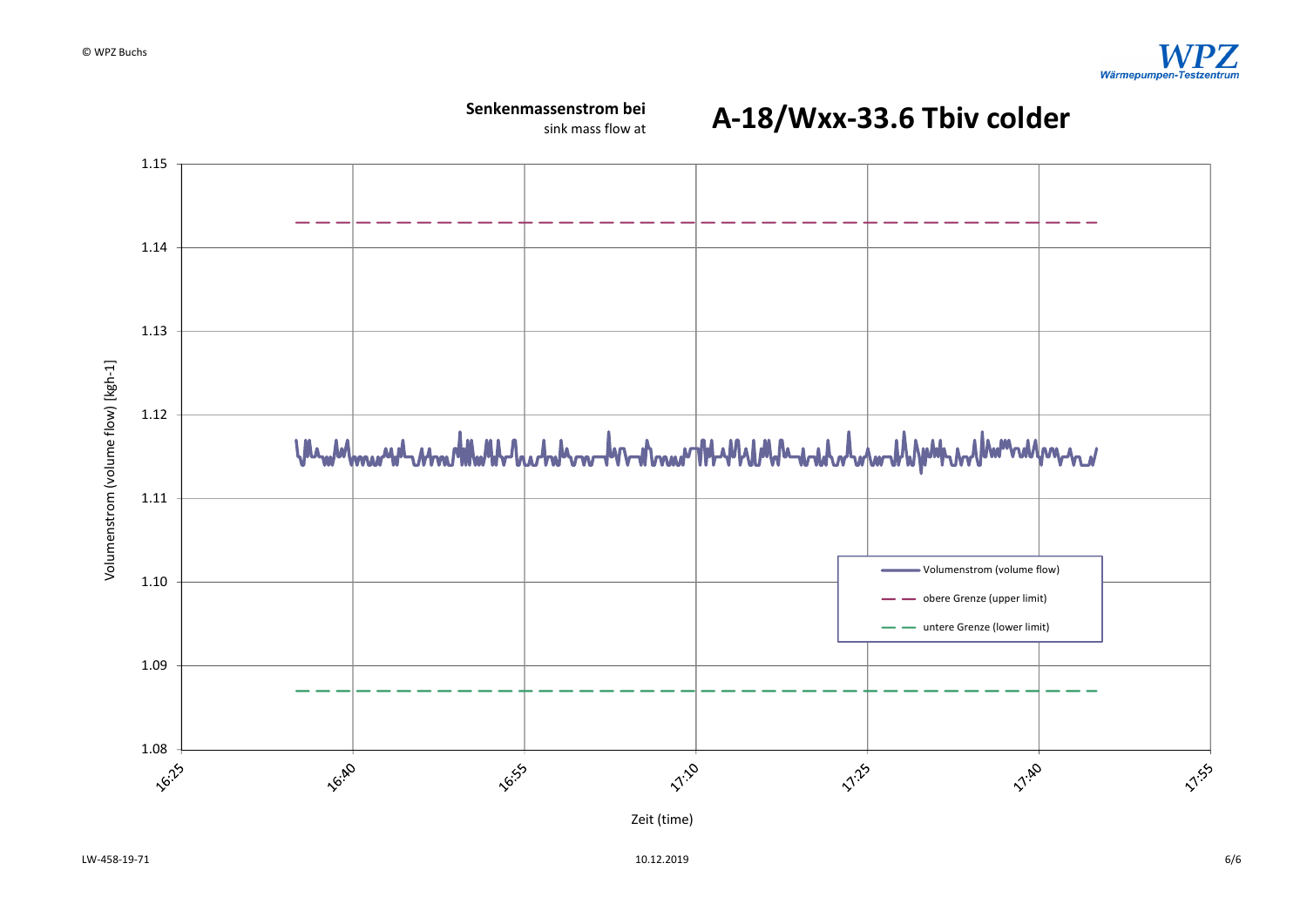**Senkenmassenstrom bei**
sink mass flow at

# A-18/Wxx-33.6 Tbiv colder

Volumenstrom (volume flow) [kgh-1]

1.15
1.14
1.13
1.12
1.11
1.10
1.09
1.08

16:25 16:40 16:55 17:10 17:25 17:40 17:55

Zeit (time)

- Volumenstrom (volume flow)
- obere Grenze (upper limit)
- untere Grenze (lower limit)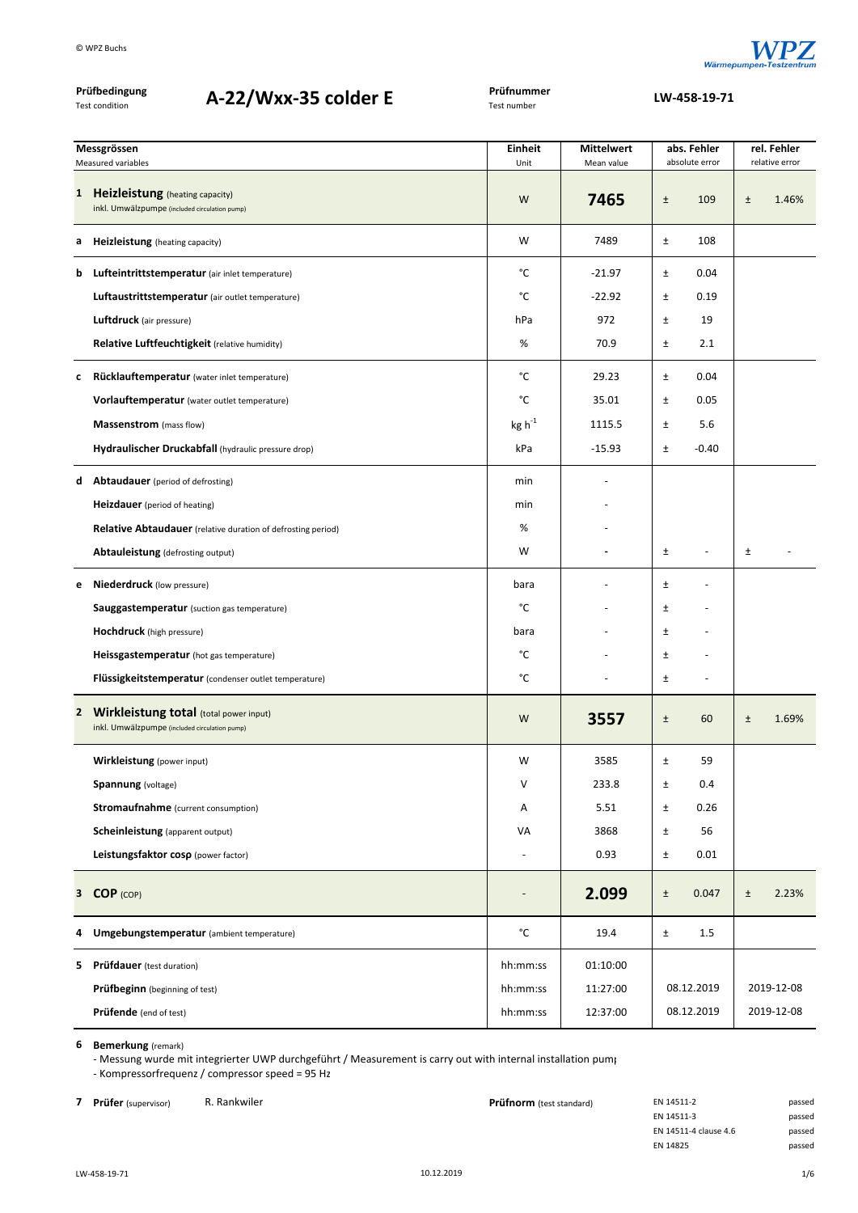© WPZ Buchs

**Prüfbedingung** Test condition — **A-22/Wxx-35 colder E** — **Prüfnummer** Test number — **LW-458-19-71**

| | Messgrössen<br>Measured variables | Einheit<br>Unit | Mittelwert<br>Mean value | abs. Fehler<br>absolute error | | rel. Fehler<br>relative error | |
|---|---|---|---|---|---|---|---|
| **1** | **Heizleistung** (heating capacity)<br>inkl. Umwälzpumpe (included circulation pump) | W | **7465** | ± | 109 | ± | 1.46% |
| **a** | **Heizleistung** (heating capacity) | W | 7489 | ± | 108 | | |
| **b** | **Lufteintrittstemperatur** (air inlet temperature) | °C | -21.97 | ± | 0.04 | | |
| | **Luftaustrittstemperatur** (air outlet temperature) | °C | -22.92 | ± | 0.19 | | |
| | **Luftdruck** (air pressure) | hPa | 972 | ± | 19 | | |
| | **Relative Luftfeuchtigkeit** (relative humidity) | % | 70.9 | ± | 2.1 | | |
| **c** | **Rücklauftemperatur** (water inlet temperature) | °C | 29.23 | ± | 0.04 | | |
| | **Vorlauftemperatur** (water outlet temperature) | °C | 35.01 | ± | 0.05 | | |
| | **Massenstrom** (mass flow) | kg $h^{-1}$ | 1115.5 | ± | 5.6 | | |
| | **Hydraulischer Druckabfall** (hydraulic pressure drop) | kPa | -15.93 | ± | -0.40 | | |
| **d** | **Abtaudauer** (period of defrosting) | min | - | | | | |
| | **Heizdauer** (period of heating) | min | - | | | | |
| | **Relative Abtaudauer** (relative duration of defrosting period) | % | - | | | | |
| | **Abtauleistung** (defrosting output) | W | - | ± | - | ± | - |
| **e** | **Niederdruck** (low pressure) | bara | - | ± | - | | |
| | **Sauggastemperatur** (suction gas temperature) | °C | - | ± | - | | |
| | **Hochdruck** (high pressure) | bara | - | ± | - | | |
| | **Heissgastemperatur** (hot gas temperature) | °C | - | ± | - | | |
| | **Flüssigkeitstemperatur** (condenser outlet temperature) | °C | - | ± | - | | |
| **2** | **Wirkleistung total** (total power input)<br>inkl. Umwälzpumpe (included circulation pump) | W | **3557** | ± | 60 | ± | 1.69% |
| | **Wirkleistung** (power input) | W | 3585 | ± | 59 | | |
| | **Spannung** (voltage) | V | 233.8 | ± | 0.4 | | |
| | **Stromaufnahme** (current consumption) | A | 5.51 | ± | 0.26 | | |
| | **Scheinleistung** (apparent output) | VA | 3868 | ± | 56 | | |
| | **Leistungsfaktor cosp** (power factor) | - | 0.93 | ± | 0.01 | | |
| **3** | **COP** (COP) | - | **2.099** | ± | 0.047 | ± | 2.23% |
| **4** | **Umgebungstemperatur** (ambient temperature) | °C | 19.4 | ± | 1.5 | | |
| **5** | **Prüfdauer** (test duration) | hh:mm:ss | 01:10:00 | | | | |
| | **Prüfbeginn** (beginning of test) | hh:mm:ss | 11:27:00 | 08.12.2019 | | 2019-12-08 | |
| | **Prüfende** (end of test) | hh:mm:ss | 12:37:00 | 08.12.2019 | | 2019-12-08 | |

**6 Bemerkung** (remark)

- Messung wurde mit integrierter UWP durchgeführt / Measurement is carry out with internal installation pump
- Kompressorfrequenz / compressor speed = 95 Hz

**7 Prüfer** (supervisor) R. Rankwiler

**Prüfnorm** (test standard)

| | |
|---|---|
| EN 14511-2 | passed |
| EN 14511-3 | passed |
| EN 14511-4 clause 4.6 | passed |
| EN 14825 | passed |

LW-458-19-71 — 10.12.2019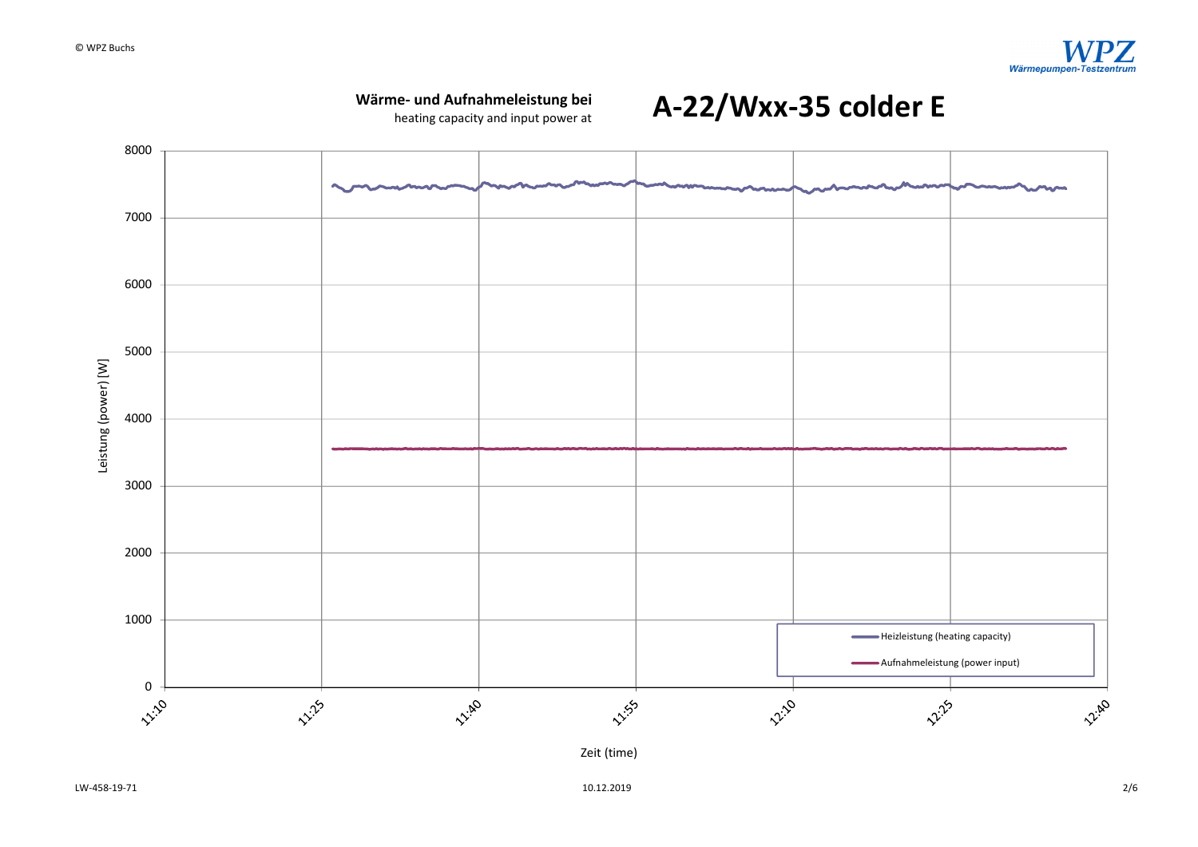**Wärme- und Aufnahmeleistung bei**
heating capacity and input power at

# A-22/Wxx-35 colder E

Leistung (power) [W]

Zeit (time)

Heizleistung (heating capacity)

Aufnahmeleistung (power input)

LW-458-19-71

10.12.2019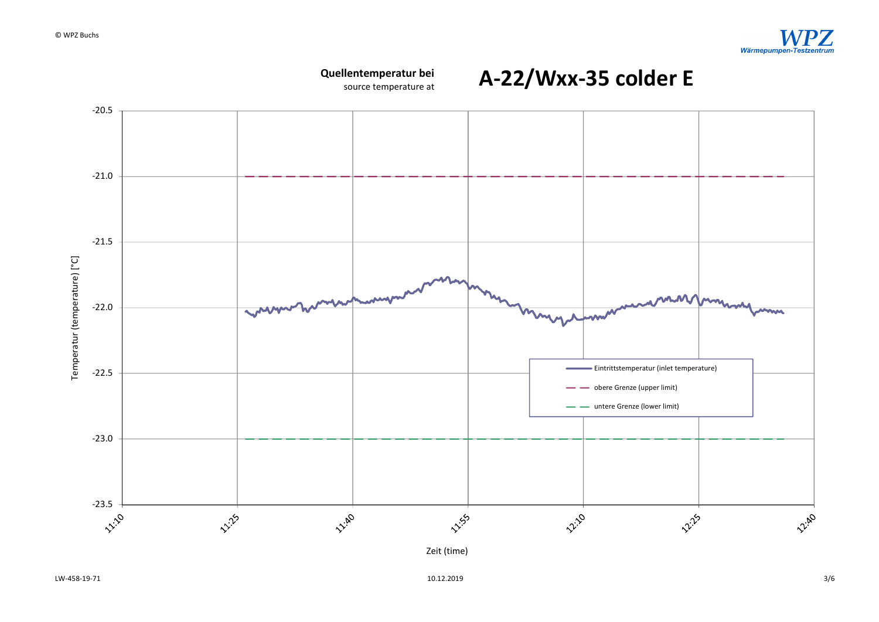**Quellentemperatur bei**
source temperature at

# A-22/Wxx-35 colder E

Temperatur (temperature) [°C]

-20.5
-21.0
-21.5
-22.0
-22.5
-23.0
-23.5

11:10 11:25 11:40 11:55 12:10 12:25 12:40

Zeit (time)

- Eintrittstemperatur (inlet temperature)
- obere Grenze (upper limit)
- untere Grenze (lower limit)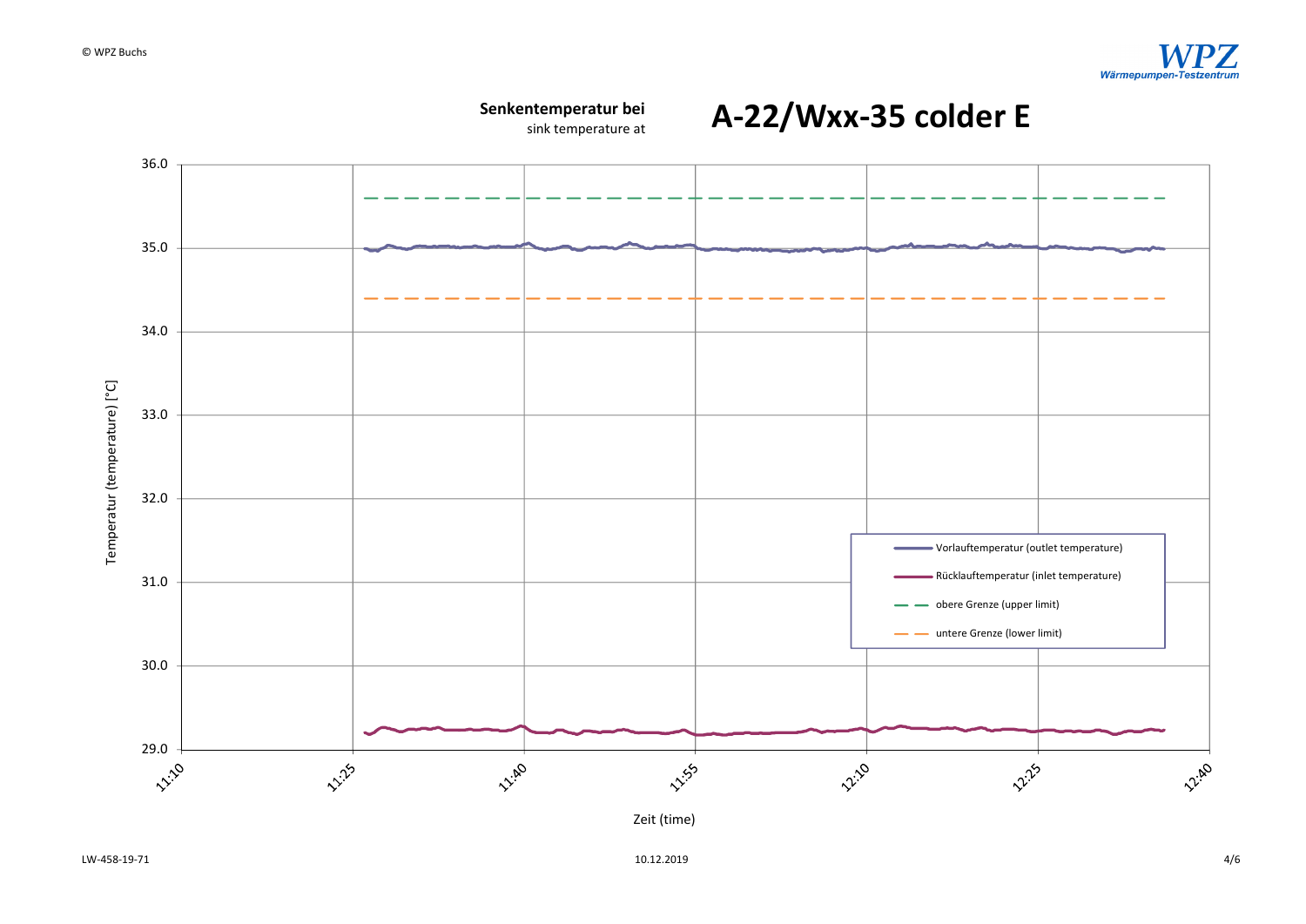**Senkentemperatur bei**
sink temperature at

# A-22/Wxx-35 colder E

Temperatur (temperature) [°C]

36.0
35.0
34.0
33.0
32.0
31.0
30.0
29.0

11:10 11:25 11:40 11:55 12:10 12:25 12:40

Zeit (time)

- Vorlauftemperatur (outlet temperature)
- Rücklauftemperatur (inlet temperature)
- obere Grenze (upper limit)
- untere Grenze (lower limit)

LW-458-19-71

10.12.2019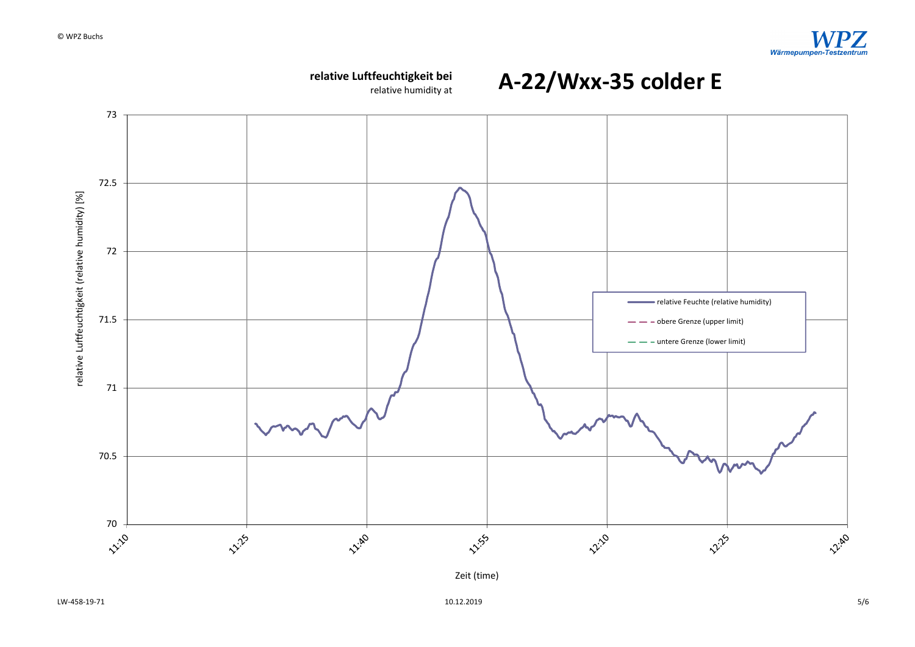**relative Luftfeuchtigkeit bei**
relative humidity at

# A-22/Wxx-35 colder E

relative Luftfeuchtigkeit (relative humidity) [%]

73
72.5
72
71.5
71
70.5
70

relative Feuchte (relative humidity)
obere Grenze (upper limit)
untere Grenze (lower limit)

11:10 11:25 11:40 11:55 12:10 12:25 12:40

Zeit (time)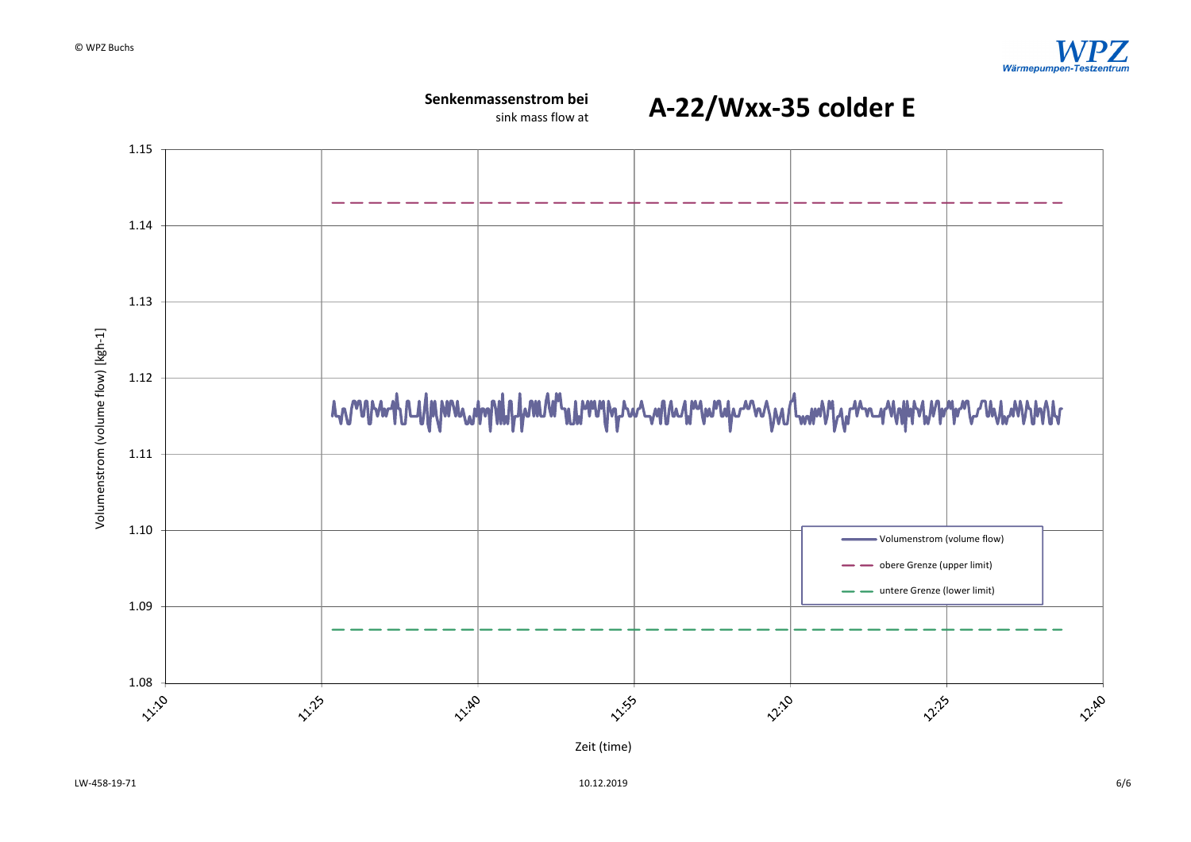**Senkenmassenstrom bei**
sink mass flow at

# A-22/Wxx-35 colder E

Volumenstrom (volume flow) [kgh-1]

1.15
1.14
1.13
1.12
1.11
1.10
1.09
1.08

11:10
11:25
11:40
11:55
12:10
12:25
12:40

Zeit (time)

Volumenstrom (volume flow)
obere Grenze (upper limit)
untere Grenze (lower limit)